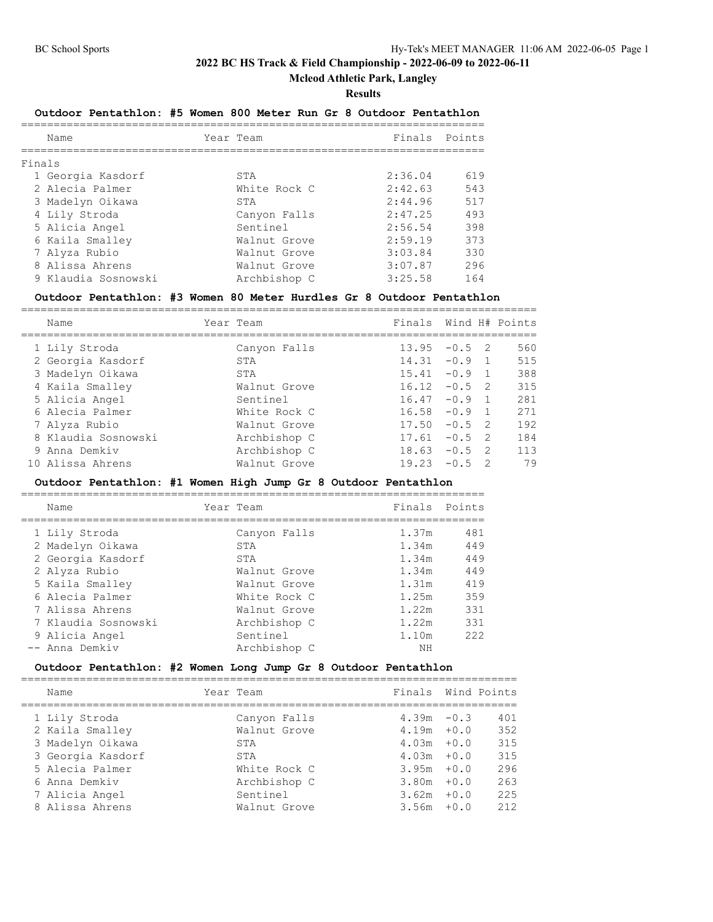# 2022 BC HS Track & Field Championship - 2022-06-09 to 2022-06-11

## Mcleod Athletic Park, Langley

### Results

**Outdoor Pentathlon: #5 Women 800 Meter Run Gr 8 Outdoor Pentathlon**

Finals

| | Name | Year | Team | Finals | Points |
|---|---|---|---|---|---|
| 1 | Georgia Kasdorf | | STA | 2:36.04 | 619 |
| 2 | Alecia Palmer | | White Rock C | 2:42.63 | 543 |
| 3 | Madelyn Oikawa | | STA | 2:44.96 | 517 |
| 4 | Lily Stroda | | Canyon Falls | 2:47.25 | 493 |
| 5 | Alicia Angel | | Sentinel | 2:56.54 | 398 |
| 6 | Kaila Smalley | | Walnut Grove | 2:59.19 | 373 |
| 7 | Alyza Rubio | | Walnut Grove | 3:03.84 | 330 |
| 8 | Alissa Ahrens | | Walnut Grove | 3:07.87 | 296 |
| 9 | Klaudia Sosnowski | | Archbishop C | 3:25.58 | 164 |

**Outdoor Pentathlon: #3 Women 80 Meter Hurdles Gr 8 Outdoor Pentathlon**

| | Name | Year | Team | Finals | Wind | H# | Points |
|---|---|---|---|---|---|---|---|
| 1 | Lily Stroda | | Canyon Falls | 13.95 | -0.5 | 2 | 560 |
| 2 | Georgia Kasdorf | | STA | 14.31 | -0.9 | 1 | 515 |
| 3 | Madelyn Oikawa | | STA | 15.41 | -0.9 | 1 | 388 |
| 4 | Kaila Smalley | | Walnut Grove | 16.12 | -0.5 | 2 | 315 |
| 5 | Alicia Angel | | Sentinel | 16.47 | -0.9 | 1 | 281 |
| 6 | Alecia Palmer | | White Rock C | 16.58 | -0.9 | 1 | 271 |
| 7 | Alyza Rubio | | Walnut Grove | 17.50 | -0.5 | 2 | 192 |
| 8 | Klaudia Sosnowski | | Archbishop C | 17.61 | -0.5 | 2 | 184 |
| 9 | Anna Demkiv | | Archbishop C | 18.63 | -0.5 | 2 | 113 |
| 10 | Alissa Ahrens | | Walnut Grove | 19.23 | -0.5 | 2 | 79 |

**Outdoor Pentathlon: #1 Women High Jump Gr 8 Outdoor Pentathlon**

| | Name | Year | Team | Finals | Points |
|---|---|---|---|---|---|
| 1 | Lily Stroda | | Canyon Falls | 1.37m | 481 |
| 2 | Madelyn Oikawa | | STA | 1.34m | 449 |
| 2 | Georgia Kasdorf | | STA | 1.34m | 449 |
| 2 | Alyza Rubio | | Walnut Grove | 1.34m | 449 |
| 5 | Kaila Smalley | | Walnut Grove | 1.31m | 419 |
| 6 | Alecia Palmer | | White Rock C | 1.25m | 359 |
| 7 | Alissa Ahrens | | Walnut Grove | 1.22m | 331 |
| 7 | Klaudia Sosnowski | | Archbishop C | 1.22m | 331 |
| 9 | Alicia Angel | | Sentinel | 1.10m | 222 |
| -- | Anna Demkiv | | Archbishop C | NH | |

**Outdoor Pentathlon: #2 Women Long Jump Gr 8 Outdoor Pentathlon**

| | Name | Year | Team | Finals | Wind | Points |
|---|---|---|---|---|---|---|
| 1 | Lily Stroda | | Canyon Falls | 4.39m | -0.3 | 401 |
| 2 | Kaila Smalley | | Walnut Grove | 4.19m | +0.0 | 352 |
| 3 | Madelyn Oikawa | | STA | 4.03m | +0.0 | 315 |
| 3 | Georgia Kasdorf | | STA | 4.03m | +0.0 | 315 |
| 5 | Alecia Palmer | | White Rock C | 3.95m | +0.0 | 296 |
| 6 | Anna Demkiv | | Archbishop C | 3.80m | +0.0 | 263 |
| 7 | Alicia Angel | | Sentinel | 3.62m | +0.0 | 225 |
| 8 | Alissa Ahrens | | Walnut Grove | 3.56m | +0.0 | 212 |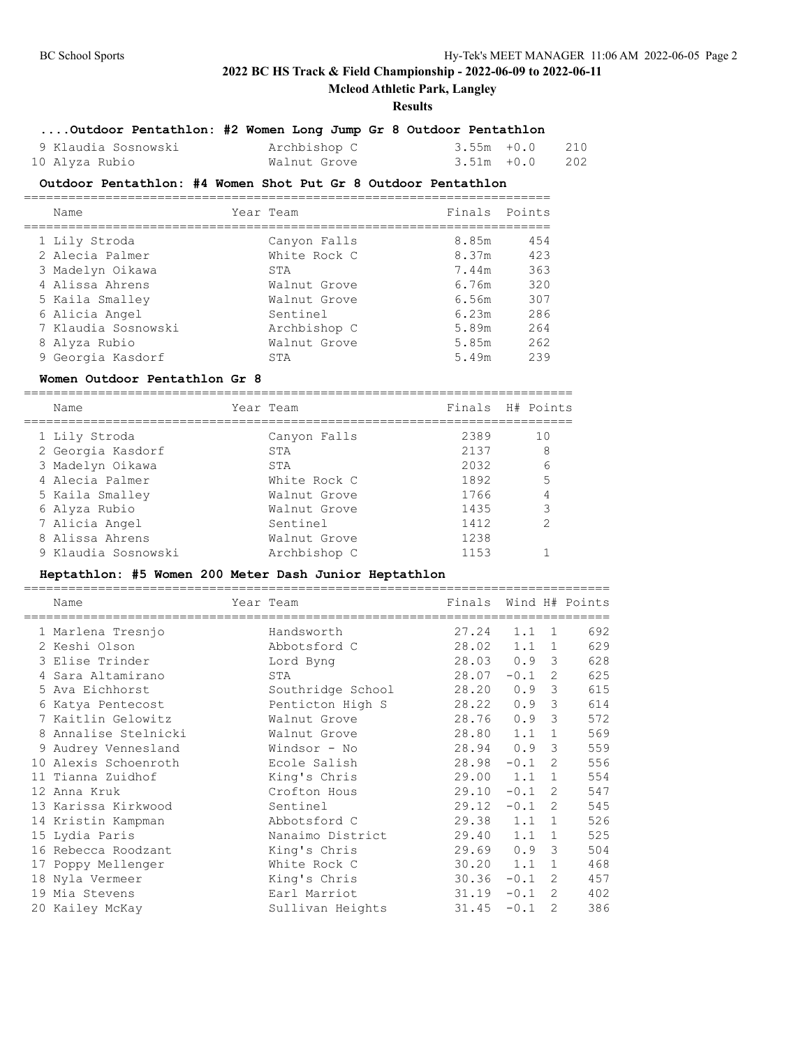## 2022 BC HS Track & Field Championship - 2022-06-09 to 2022-06-11

### Mcleod Athletic Park, Langley

**Results**

#### ....Outdoor Pentathlon: #2 Women Long Jump Gr 8 Outdoor Pentathlon

| | Name | Year | Team | Finals | Wind | Points |
|---|---|---|---|---|---|---|
| 9 | Klaudia Sosnowski | | Archbishop C | 3.55m | +0.0 | 210 |
| 10 | Alyza Rubio | | Walnut Grove | 3.51m | +0.0 | 202 |

#### Outdoor Pentathlon: #4 Women Shot Put Gr 8 Outdoor Pentathlon

| | Name | Year | Team | Finals | Points |
|---|---|---|---|---|---|
| 1 | Lily Stroda | | Canyon Falls | 8.85m | 454 |
| 2 | Alecia Palmer | | White Rock C | 8.37m | 423 |
| 3 | Madelyn Oikawa | | STA | 7.44m | 363 |
| 4 | Alissa Ahrens | | Walnut Grove | 6.76m | 320 |
| 5 | Kaila Smalley | | Walnut Grove | 6.56m | 307 |
| 6 | Alicia Angel | | Sentinel | 6.23m | 286 |
| 7 | Klaudia Sosnowski | | Archbishop C | 5.89m | 264 |
| 8 | Alyza Rubio | | Walnut Grove | 5.85m | 262 |
| 9 | Georgia Kasdorf | | STA | 5.49m | 239 |

#### Women Outdoor Pentathlon Gr 8

| | Name | Year | Team | Finals | H# | Points |
|---|---|---|---|---|---|---|
| 1 | Lily Stroda | | Canyon Falls | 2389 | | 10 |
| 2 | Georgia Kasdorf | | STA | 2137 | | 8 |
| 3 | Madelyn Oikawa | | STA | 2032 | | 6 |
| 4 | Alecia Palmer | | White Rock C | 1892 | | 5 |
| 5 | Kaila Smalley | | Walnut Grove | 1766 | | 4 |
| 6 | Alyza Rubio | | Walnut Grove | 1435 | | 3 |
| 7 | Alicia Angel | | Sentinel | 1412 | | 2 |
| 8 | Alissa Ahrens | | Walnut Grove | 1238 | | |
| 9 | Klaudia Sosnowski | | Archbishop C | 1153 | | 1 |

#### Heptathlon: #5 Women 200 Meter Dash Junior Heptathlon

| | Name | Year | Team | Finals | Wind | H# | Points |
|---|---|---|---|---|---|---|---|
| 1 | Marlena Tresnjo | | Handsworth | 27.24 | 1.1 | 1 | 692 |
| 2 | Keshi Olson | | Abbotsford C | 28.02 | 1.1 | 1 | 629 |
| 3 | Elise Trinder | | Lord Byng | 28.03 | 0.9 | 3 | 628 |
| 4 | Sara Altamirano | | STA | 28.07 | -0.1 | 2 | 625 |
| 5 | Ava Eichhorst | | Southridge School | 28.20 | 0.9 | 3 | 615 |
| 6 | Katya Pentecost | | Penticton High S | 28.22 | 0.9 | 3 | 614 |
| 7 | Kaitlin Gelowitz | | Walnut Grove | 28.76 | 0.9 | 3 | 572 |
| 8 | Annalise Stelnicki | | Walnut Grove | 28.80 | 1.1 | 1 | 569 |
| 9 | Audrey Vennesland | | Windsor - No | 28.94 | 0.9 | 3 | 559 |
| 10 | Alexis Schoenroth | | Ecole Salish | 28.98 | -0.1 | 2 | 556 |
| 11 | Tianna Zuidhof | | King's Chris | 29.00 | 1.1 | 1 | 554 |
| 12 | Anna Kruk | | Crofton Hous | 29.10 | -0.1 | 2 | 547 |
| 13 | Karissa Kirkwood | | Sentinel | 29.12 | -0.1 | 2 | 545 |
| 14 | Kristin Kampman | | Abbotsford C | 29.38 | 1.1 | 1 | 526 |
| 15 | Lydia Paris | | Nanaimo District | 29.40 | 1.1 | 1 | 525 |
| 16 | Rebecca Roodzant | | King's Chris | 29.69 | 0.9 | 3 | 504 |
| 17 | Poppy Mellenger | | White Rock C | 30.20 | 1.1 | 1 | 468 |
| 18 | Nyla Vermeer | | King's Chris | 30.36 | -0.1 | 2 | 457 |
| 19 | Mia Stevens | | Earl Marriot | 31.19 | -0.1 | 2 | 402 |
| 20 | Kailey McKay | | Sullivan Heights | 31.45 | -0.1 | 2 | 386 |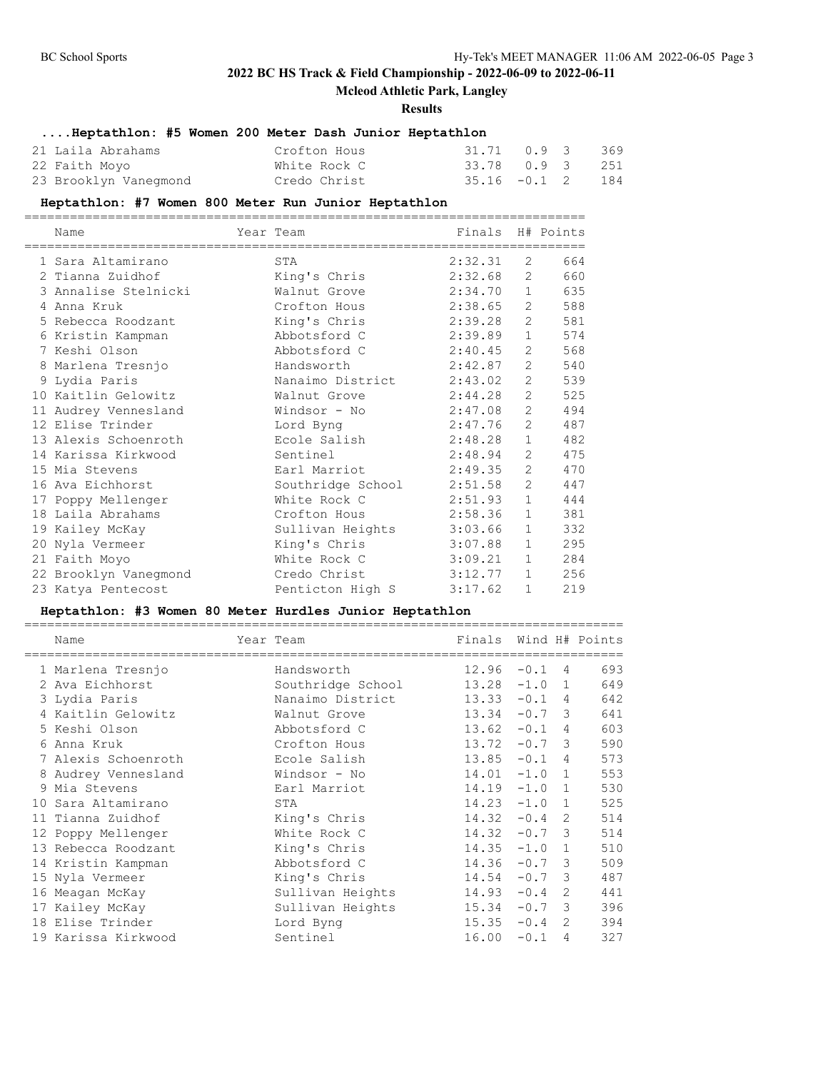## 2022 BC HS Track & Field Championship - 2022-06-09 to 2022-06-11

### Mcleod Athletic Park, Langley

### Results

#### ....Heptathlon: #5 Women 200 Meter Dash Junior Heptathlon

| Name | Team | Finals | Wind | H# | Points |
|---|---|---|---|---|---|
| 21 Laila Abrahams | Crofton Hous | 31.71 | 0.9 | 3 | 369 |
| 22 Faith Moyo | White Rock C | 33.78 | 0.9 | 3 | 251 |
| 23 Brooklyn Vanegmond | Credo Christ | 35.16 | -0.1 | 2 | 184 |

#### Heptathlon: #7 Women 800 Meter Run Junior Heptathlon

| Name | Year | Team | Finals | H# | Points |
|---|---|---|---|---|---|
| 1 Sara Altamirano | | STA | 2:32.31 | 2 | 664 |
| 2 Tianna Zuidhof | | King's Chris | 2:32.68 | 2 | 660 |
| 3 Annalise Stelnicki | | Walnut Grove | 2:34.70 | 1 | 635 |
| 4 Anna Kruk | | Crofton Hous | 2:38.65 | 2 | 588 |
| 5 Rebecca Roodzant | | King's Chris | 2:39.28 | 2 | 581 |
| 6 Kristin Kampman | | Abbotsford C | 2:39.89 | 1 | 574 |
| 7 Keshi Olson | | Abbotsford C | 2:40.45 | 2 | 568 |
| 8 Marlena Tresnjo | | Handsworth | 2:42.87 | 2 | 540 |
| 9 Lydia Paris | | Nanaimo District | 2:43.02 | 2 | 539 |
| 10 Kaitlin Gelowitz | | Walnut Grove | 2:44.28 | 2 | 525 |
| 11 Audrey Vennesland | | Windsor - No | 2:47.08 | 2 | 494 |
| 12 Elise Trinder | | Lord Byng | 2:47.76 | 2 | 487 |
| 13 Alexis Schoenroth | | Ecole Salish | 2:48.28 | 1 | 482 |
| 14 Karissa Kirkwood | | Sentinel | 2:48.94 | 2 | 475 |
| 15 Mia Stevens | | Earl Marriot | 2:49.35 | 2 | 470 |
| 16 Ava Eichhorst | | Southridge School | 2:51.58 | 2 | 447 |
| 17 Poppy Mellenger | | White Rock C | 2:51.93 | 1 | 444 |
| 18 Laila Abrahams | | Crofton Hous | 2:58.36 | 1 | 381 |
| 19 Kailey McKay | | Sullivan Heights | 3:03.66 | 1 | 332 |
| 20 Nyla Vermeer | | King's Chris | 3:07.88 | 1 | 295 |
| 21 Faith Moyo | | White Rock C | 3:09.21 | 1 | 284 |
| 22 Brooklyn Vanegmond | | Credo Christ | 3:12.77 | 1 | 256 |
| 23 Katya Pentecost | | Penticton High S | 3:17.62 | 1 | 219 |

#### Heptathlon: #3 Women 80 Meter Hurdles Junior Heptathlon

| Name | Year | Team | Finals | Wind | H# | Points |
|---|---|---|---|---|---|---|
| 1 Marlena Tresnjo | | Handsworth | 12.96 | -0.1 | 4 | 693 |
| 2 Ava Eichhorst | | Southridge School | 13.28 | -1.0 | 1 | 649 |
| 3 Lydia Paris | | Nanaimo District | 13.33 | -0.1 | 4 | 642 |
| 4 Kaitlin Gelowitz | | Walnut Grove | 13.34 | -0.7 | 3 | 641 |
| 5 Keshi Olson | | Abbotsford C | 13.62 | -0.1 | 4 | 603 |
| 6 Anna Kruk | | Crofton Hous | 13.72 | -0.7 | 3 | 590 |
| 7 Alexis Schoenroth | | Ecole Salish | 13.85 | -0.1 | 4 | 573 |
| 8 Audrey Vennesland | | Windsor - No | 14.01 | -1.0 | 1 | 553 |
| 9 Mia Stevens | | Earl Marriot | 14.19 | -1.0 | 1 | 530 |
| 10 Sara Altamirano | | STA | 14.23 | -1.0 | 1 | 525 |
| 11 Tianna Zuidhof | | King's Chris | 14.32 | -0.4 | 2 | 514 |
| 12 Poppy Mellenger | | White Rock C | 14.32 | -0.7 | 3 | 514 |
| 13 Rebecca Roodzant | | King's Chris | 14.35 | -1.0 | 1 | 510 |
| 14 Kristin Kampman | | Abbotsford C | 14.36 | -0.7 | 3 | 509 |
| 15 Nyla Vermeer | | King's Chris | 14.54 | -0.7 | 3 | 487 |
| 16 Meagan McKay | | Sullivan Heights | 14.93 | -0.4 | 2 | 441 |
| 17 Kailey McKay | | Sullivan Heights | 15.34 | -0.7 | 3 | 396 |
| 18 Elise Trinder | | Lord Byng | 15.35 | -0.4 | 2 | 394 |
| 19 Karissa Kirkwood | | Sentinel | 16.00 | -0.1 | 4 | 327 |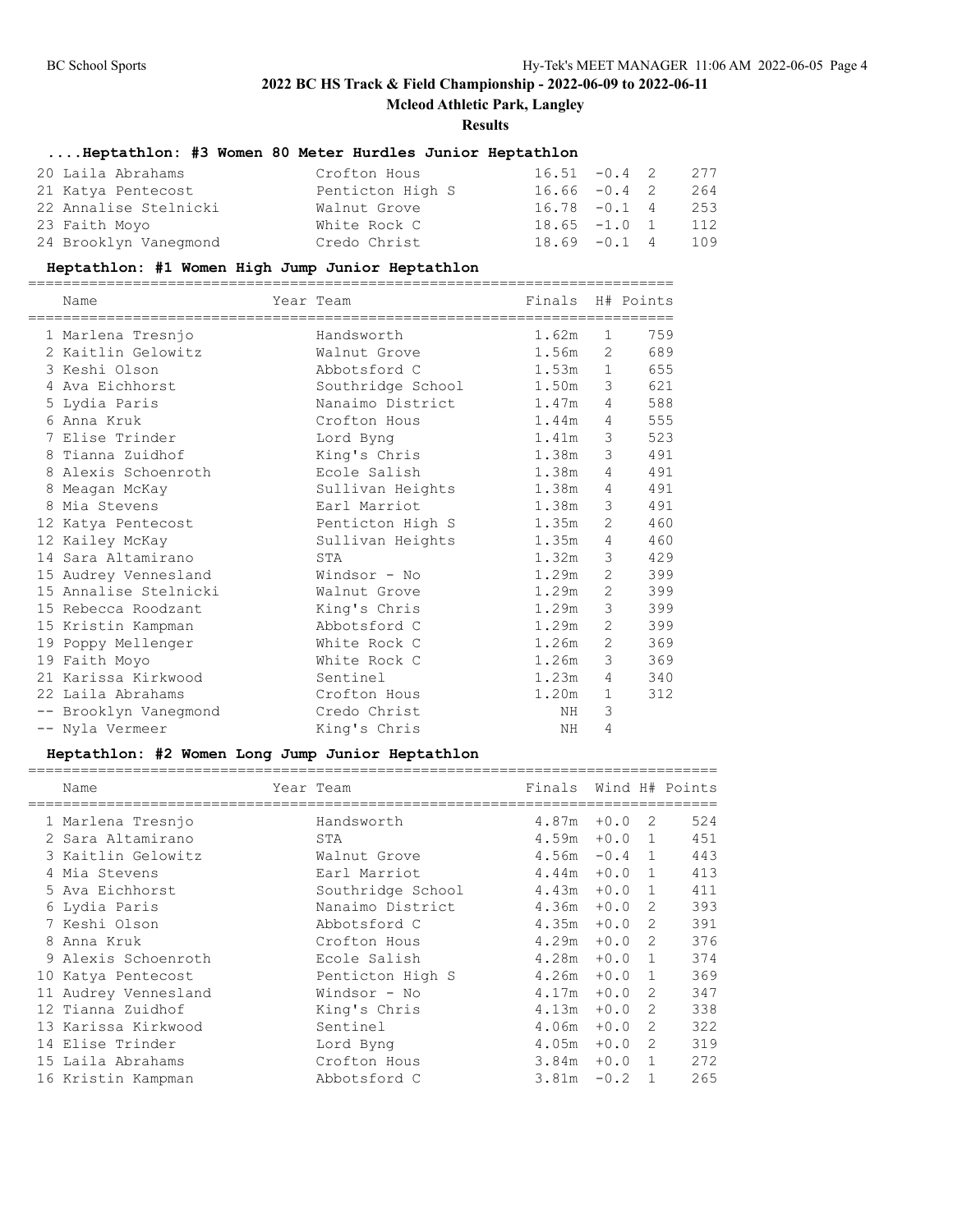# 2022 BC HS Track & Field Championship - 2022-06-09 to 2022-06-11

**Mcleod Athletic Park, Langley**

**Results**

### ....Heptathlon: #3 Women 80 Meter Hurdles Junior Heptathlon

| | Name | Year | Team | Finals | Wind | H# | Points |
|---|---|---|---|---|---|---|---|
| 20 | Laila Abrahams | | Crofton Hous | 16.51 | -0.4 | 2 | 277 |
| 21 | Katya Pentecost | | Penticton High S | 16.66 | -0.4 | 2 | 264 |
| 22 | Annalise Stelnicki | | Walnut Grove | 16.78 | -0.1 | 4 | 253 |
| 23 | Faith Moyo | | White Rock C | 18.65 | -1.0 | 1 | 112 |
| 24 | Brooklyn Vanegmond | | Credo Christ | 18.69 | -0.1 | 4 | 109 |

### Heptathlon: #1 Women High Jump Junior Heptathlon

| | Name | Year | Team | Finals | H# | Points |
|---|---|---|---|---|---|---|
| 1 | Marlena Tresnjo | | Handsworth | 1.62m | 1 | 759 |
| 2 | Kaitlin Gelowitz | | Walnut Grove | 1.56m | 2 | 689 |
| 3 | Keshi Olson | | Abbotsford C | 1.53m | 1 | 655 |
| 4 | Ava Eichhorst | | Southridge School | 1.50m | 3 | 621 |
| 5 | Lydia Paris | | Nanaimo District | 1.47m | 4 | 588 |
| 6 | Anna Kruk | | Crofton Hous | 1.44m | 4 | 555 |
| 7 | Elise Trinder | | Lord Byng | 1.41m | 3 | 523 |
| 8 | Tianna Zuidhof | | King's Chris | 1.38m | 3 | 491 |
| 8 | Alexis Schoenroth | | Ecole Salish | 1.38m | 4 | 491 |
| 8 | Meagan McKay | | Sullivan Heights | 1.38m | 4 | 491 |
| 8 | Mia Stevens | | Earl Marriot | 1.38m | 3 | 491 |
| 12 | Katya Pentecost | | Penticton High S | 1.35m | 2 | 460 |
| 12 | Kailey McKay | | Sullivan Heights | 1.35m | 4 | 460 |
| 14 | Sara Altamirano | | STA | 1.32m | 3 | 429 |
| 15 | Audrey Vennesland | | Windsor - No | 1.29m | 2 | 399 |
| 15 | Annalise Stelnicki | | Walnut Grove | 1.29m | 2 | 399 |
| 15 | Rebecca Roodzant | | King's Chris | 1.29m | 3 | 399 |
| 15 | Kristin Kampman | | Abbotsford C | 1.29m | 2 | 399 |
| 19 | Poppy Mellenger | | White Rock C | 1.26m | 2 | 369 |
| 19 | Faith Moyo | | White Rock C | 1.26m | 3 | 369 |
| 21 | Karissa Kirkwood | | Sentinel | 1.23m | 4 | 340 |
| 22 | Laila Abrahams | | Crofton Hous | 1.20m | 1 | 312 |
| -- | Brooklyn Vanegmond | | Credo Christ | NH | 3 | |
| -- | Nyla Vermeer | | King's Chris | NH | 4 | |

### Heptathlon: #2 Women Long Jump Junior Heptathlon

| | Name | Year | Team | Finals | Wind | H# | Points |
|---|---|---|---|---|---|---|---|
| 1 | Marlena Tresnjo | | Handsworth | 4.87m | +0.0 | 2 | 524 |
| 2 | Sara Altamirano | | STA | 4.59m | +0.0 | 1 | 451 |
| 3 | Kaitlin Gelowitz | | Walnut Grove | 4.56m | -0.4 | 1 | 443 |
| 4 | Mia Stevens | | Earl Marriot | 4.44m | +0.0 | 1 | 413 |
| 5 | Ava Eichhorst | | Southridge School | 4.43m | +0.0 | 1 | 411 |
| 6 | Lydia Paris | | Nanaimo District | 4.36m | +0.0 | 2 | 393 |
| 7 | Keshi Olson | | Abbotsford C | 4.35m | +0.0 | 2 | 391 |
| 8 | Anna Kruk | | Crofton Hous | 4.29m | +0.0 | 2 | 376 |
| 9 | Alexis Schoenroth | | Ecole Salish | 4.28m | +0.0 | 1 | 374 |
| 10 | Katya Pentecost | | Penticton High S | 4.26m | +0.0 | 1 | 369 |
| 11 | Audrey Vennesland | | Windsor - No | 4.17m | +0.0 | 2 | 347 |
| 12 | Tianna Zuidhof | | King's Chris | 4.13m | +0.0 | 2 | 338 |
| 13 | Karissa Kirkwood | | Sentinel | 4.06m | +0.0 | 2 | 322 |
| 14 | Elise Trinder | | Lord Byng | 4.05m | +0.0 | 2 | 319 |
| 15 | Laila Abrahams | | Crofton Hous | 3.84m | +0.0 | 1 | 272 |
| 16 | Kristin Kampman | | Abbotsford C | 3.81m | -0.2 | 1 | 265 |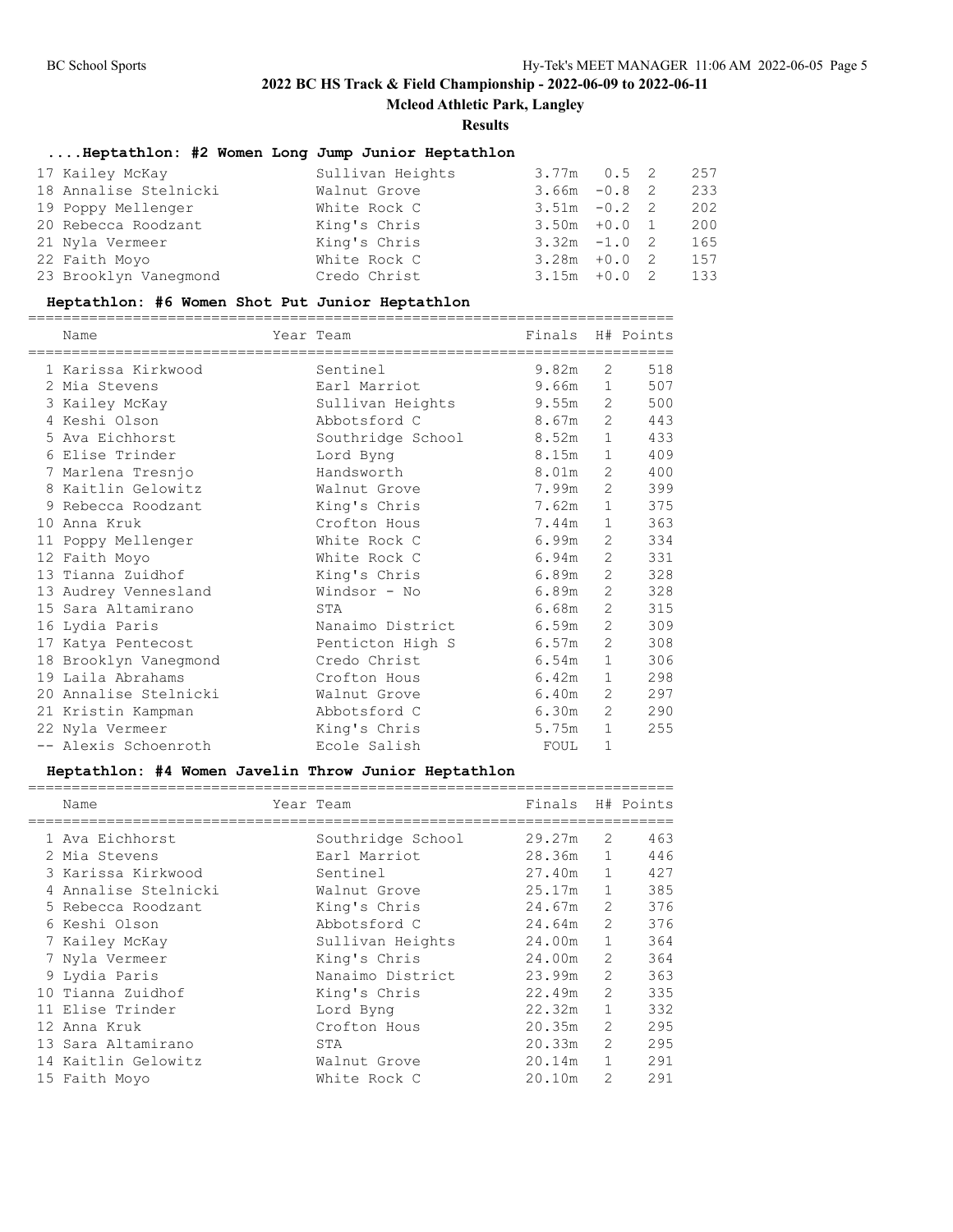## 2022 BC HS Track & Field Championship - 2022-06-09 to 2022-06-11

**Mcleod Athletic Park, Langley**

**Results**

### ....Heptathlon: #2 Women Long Jump Junior Heptathlon

| Place | Name | Team | Finals | Wind | H# | Points |
|---|---|---|---|---|---|---|
| 17 | Kailey McKay | Sullivan Heights | 3.77m | 0.5 | 2 | 257 |
| 18 | Annalise Stelnicki | Walnut Grove | 3.66m | -0.8 | 2 | 233 |
| 19 | Poppy Mellenger | White Rock C | 3.51m | -0.2 | 2 | 202 |
| 20 | Rebecca Roodzant | King's Chris | 3.50m | +0.0 | 1 | 200 |
| 21 | Nyla Vermeer | King's Chris | 3.32m | -1.0 | 2 | 165 |
| 22 | Faith Moyo | White Rock C | 3.28m | +0.0 | 2 | 157 |
| 23 | Brooklyn Vanegmond | Credo Christ | 3.15m | +0.0 | 2 | 133 |

### Heptathlon: #6 Women Shot Put Junior Heptathlon

| Place | Name | Year | Team | Finals | H# | Points |
|---|---|---|---|---|---|---|
| 1 | Karissa Kirkwood | | Sentinel | 9.82m | 2 | 518 |
| 2 | Mia Stevens | | Earl Marriot | 9.66m | 1 | 507 |
| 3 | Kailey McKay | | Sullivan Heights | 9.55m | 2 | 500 |
| 4 | Keshi Olson | | Abbotsford C | 8.67m | 2 | 443 |
| 5 | Ava Eichhorst | | Southridge School | 8.52m | 1 | 433 |
| 6 | Elise Trinder | | Lord Byng | 8.15m | 1 | 409 |
| 7 | Marlena Tresnjo | | Handsworth | 8.01m | 2 | 400 |
| 8 | Kaitlin Gelowitz | | Walnut Grove | 7.99m | 2 | 399 |
| 9 | Rebecca Roodzant | | King's Chris | 7.62m | 1 | 375 |
| 10 | Anna Kruk | | Crofton Hous | 7.44m | 1 | 363 |
| 11 | Poppy Mellenger | | White Rock C | 6.99m | 2 | 334 |
| 12 | Faith Moyo | | White Rock C | 6.94m | 2 | 331 |
| 13 | Tianna Zuidhof | | King's Chris | 6.89m | 2 | 328 |
| 13 | Audrey Vennesland | | Windsor - No | 6.89m | 2 | 328 |
| 15 | Sara Altamirano | | STA | 6.68m | 2 | 315 |
| 16 | Lydia Paris | | Nanaimo District | 6.59m | 2 | 309 |
| 17 | Katya Pentecost | | Penticton High S | 6.57m | 2 | 308 |
| 18 | Brooklyn Vanegmond | | Credo Christ | 6.54m | 1 | 306 |
| 19 | Laila Abrahams | | Crofton Hous | 6.42m | 1 | 298 |
| 20 | Annalise Stelnicki | | Walnut Grove | 6.40m | 2 | 297 |
| 21 | Kristin Kampman | | Abbotsford C | 6.30m | 2 | 290 |
| 22 | Nyla Vermeer | | King's Chris | 5.75m | 1 | 255 |
| -- | Alexis Schoenroth | | Ecole Salish | FOUL | 1 | |

### Heptathlon: #4 Women Javelin Throw Junior Heptathlon

| Place | Name | Year | Team | Finals | H# | Points |
|---|---|---|---|---|---|---|
| 1 | Ava Eichhorst | | Southridge School | 29.27m | 2 | 463 |
| 2 | Mia Stevens | | Earl Marriot | 28.36m | 1 | 446 |
| 3 | Karissa Kirkwood | | Sentinel | 27.40m | 1 | 427 |
| 4 | Annalise Stelnicki | | Walnut Grove | 25.17m | 1 | 385 |
| 5 | Rebecca Roodzant | | King's Chris | 24.67m | 2 | 376 |
| 6 | Keshi Olson | | Abbotsford C | 24.64m | 2 | 376 |
| 7 | Kailey McKay | | Sullivan Heights | 24.00m | 1 | 364 |
| 7 | Nyla Vermeer | | King's Chris | 24.00m | 2 | 364 |
| 9 | Lydia Paris | | Nanaimo District | 23.99m | 2 | 363 |
| 10 | Tianna Zuidhof | | King's Chris | 22.49m | 2 | 335 |
| 11 | Elise Trinder | | Lord Byng | 22.32m | 1 | 332 |
| 12 | Anna Kruk | | Crofton Hous | 20.35m | 2 | 295 |
| 13 | Sara Altamirano | | STA | 20.33m | 2 | 295 |
| 14 | Kaitlin Gelowitz | | Walnut Grove | 20.14m | 1 | 291 |
| 15 | Faith Moyo | | White Rock C | 20.10m | 2 | 291 |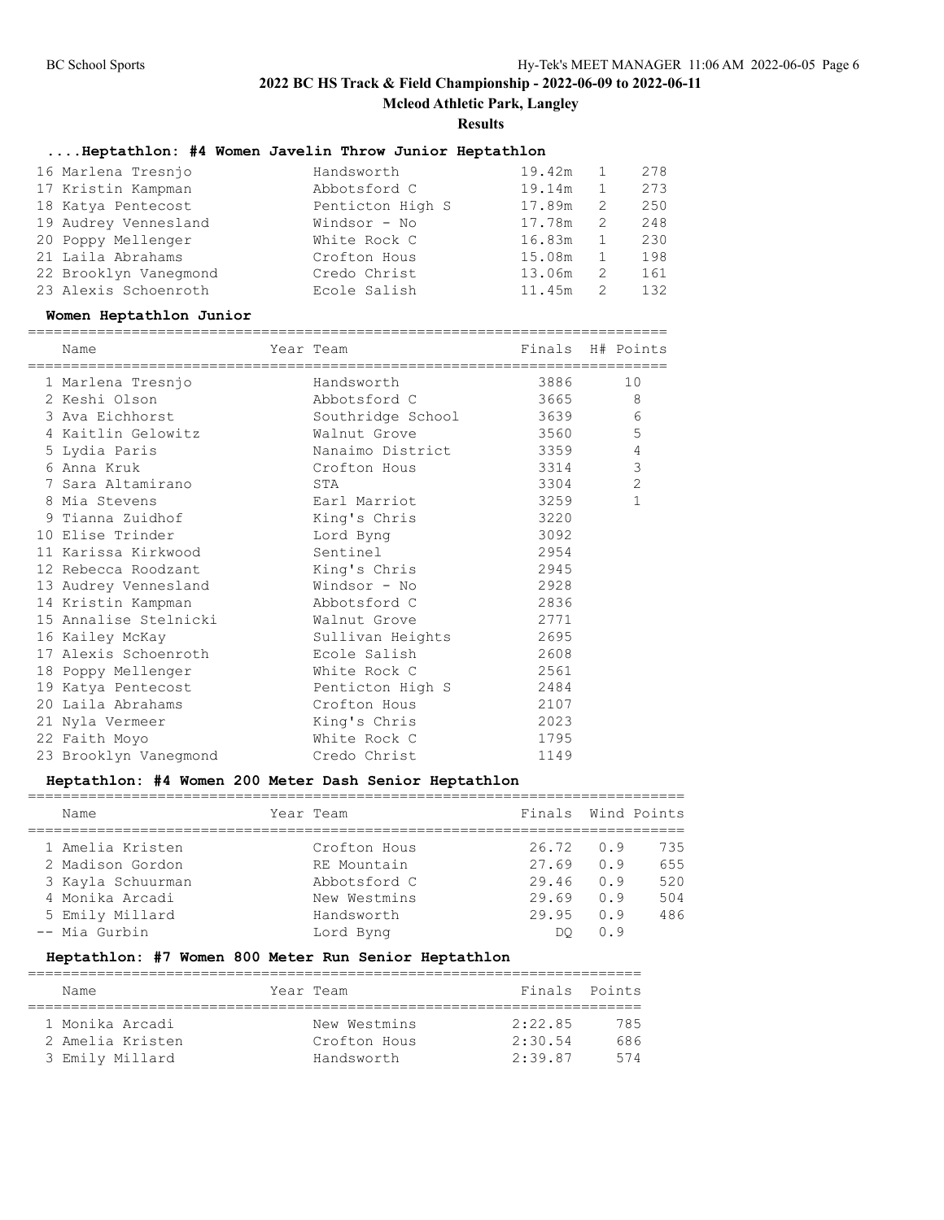## 2022 BC HS Track & Field Championship - 2022-06-09 to 2022-06-11

**Mcleod Athletic Park, Langley**

**Results**

### ....Heptathlon: #4 Women Javelin Throw Junior Heptathlon

| Place | Name | Team | Finals | Flight | Points |
|---|---|---|---|---|---|
| 16 | Marlena Tresnjo | Handsworth | 19.42m | 1 | 278 |
| 17 | Kristin Kampman | Abbotsford C | 19.14m | 1 | 273 |
| 18 | Katya Pentecost | Penticton High S | 17.89m | 2 | 250 |
| 19 | Audrey Vennesland | Windsor - No | 17.78m | 2 | 248 |
| 20 | Poppy Mellenger | White Rock C | 16.83m | 1 | 230 |
| 21 | Laila Abrahams | Crofton Hous | 15.08m | 1 | 198 |
| 22 | Brooklyn Vanegmond | Credo Christ | 13.06m | 2 | 161 |
| 23 | Alexis Schoenroth | Ecole Salish | 11.45m | 2 | 132 |

### Women Heptathlon Junior

| Place | Name | Year | Team | Finals | H# | Points |
|---|---|---|---|---|---|---|
| 1 | Marlena Tresnjo | | Handsworth | 3886 | | 10 |
| 2 | Keshi Olson | | Abbotsford C | 3665 | | 8 |
| 3 | Ava Eichhorst | | Southridge School | 3639 | | 6 |
| 4 | Kaitlin Gelowitz | | Walnut Grove | 3560 | | 5 |
| 5 | Lydia Paris | | Nanaimo District | 3359 | | 4 |
| 6 | Anna Kruk | | Crofton Hous | 3314 | | 3 |
| 7 | Sara Altamirano | | STA | 3304 | | 2 |
| 8 | Mia Stevens | | Earl Marriot | 3259 | | 1 |
| 9 | Tianna Zuidhof | | King's Chris | 3220 | | |
| 10 | Elise Trinder | | Lord Byng | 3092 | | |
| 11 | Karissa Kirkwood | | Sentinel | 2954 | | |
| 12 | Rebecca Roodzant | | King's Chris | 2945 | | |
| 13 | Audrey Vennesland | | Windsor - No | 2928 | | |
| 14 | Kristin Kampman | | Abbotsford C | 2836 | | |
| 15 | Annalise Stelnicki | | Walnut Grove | 2771 | | |
| 16 | Kailey McKay | | Sullivan Heights | 2695 | | |
| 17 | Alexis Schoenroth | | Ecole Salish | 2608 | | |
| 18 | Poppy Mellenger | | White Rock C | 2561 | | |
| 19 | Katya Pentecost | | Penticton High S | 2484 | | |
| 20 | Laila Abrahams | | Crofton Hous | 2107 | | |
| 21 | Nyla Vermeer | | King's Chris | 2023 | | |
| 22 | Faith Moyo | | White Rock C | 1795 | | |
| 23 | Brooklyn Vanegmond | | Credo Christ | 1149 | | |

### Heptathlon: #4 Women 200 Meter Dash Senior Heptathlon

| Place | Name | Year | Team | Finals | Wind | Points |
|---|---|---|---|---|---|---|
| 1 | Amelia Kristen | | Crofton Hous | 26.72 | 0.9 | 735 |
| 2 | Madison Gordon | | RE Mountain | 27.69 | 0.9 | 655 |
| 3 | Kayla Schuurman | | Abbotsford C | 29.46 | 0.9 | 520 |
| 4 | Monika Arcadi | | New Westmins | 29.69 | 0.9 | 504 |
| 5 | Emily Millard | | Handsworth | 29.95 | 0.9 | 486 |
| -- | Mia Gurbin | | Lord Byng | DQ | 0.9 | |

### Heptathlon: #7 Women 800 Meter Run Senior Heptathlon

| Place | Name | Year | Team | Finals | Points |
|---|---|---|---|---|---|
| 1 | Monika Arcadi | | New Westmins | 2:22.85 | 785 |
| 2 | Amelia Kristen | | Crofton Hous | 2:30.54 | 686 |
| 3 | Emily Millard | | Handsworth | 2:39.87 | 574 |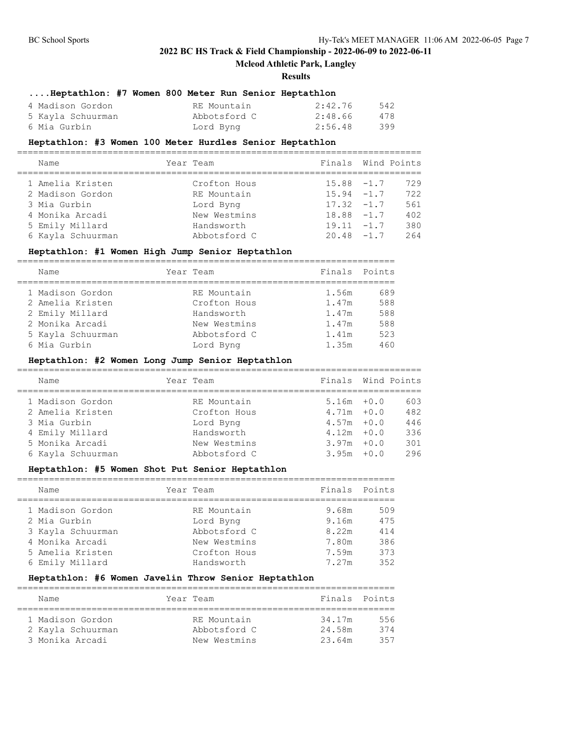**2022 BC HS Track & Field Championship - 2022-06-09 to 2022-06-11**

**Mcleod Athletic Park, Langley**

**Results**

### ....Heptathlon: #7 Women 800 Meter Run Senior Heptathlon

| Name | Year | Team | Finals | Points |
|---|---|---|---|---|
| 4 Madison Gordon | | RE Mountain | 2:42.76 | 542 |
| 5 Kayla Schuurman | | Abbotsford C | 2:48.66 | 478 |
| 6 Mia Gurbin | | Lord Byng | 2:56.48 | 399 |

### Heptathlon: #3 Women 100 Meter Hurdles Senior Heptathlon

| Name | Year | Team | Finals | Wind | Points |
|---|---|---|---|---|---|
| 1 Amelia Kristen | | Crofton Hous | 15.88 | -1.7 | 729 |
| 2 Madison Gordon | | RE Mountain | 15.94 | -1.7 | 722 |
| 3 Mia Gurbin | | Lord Byng | 17.32 | -1.7 | 561 |
| 4 Monika Arcadi | | New Westmins | 18.88 | -1.7 | 402 |
| 5 Emily Millard | | Handsworth | 19.11 | -1.7 | 380 |
| 6 Kayla Schuurman | | Abbotsford C | 20.48 | -1.7 | 264 |

### Heptathlon: #1 Women High Jump Senior Heptathlon

| Name | Year | Team | Finals | Points |
|---|---|---|---|---|
| 1 Madison Gordon | | RE Mountain | 1.56m | 689 |
| 2 Amelia Kristen | | Crofton Hous | 1.47m | 588 |
| 2 Emily Millard | | Handsworth | 1.47m | 588 |
| 2 Monika Arcadi | | New Westmins | 1.47m | 588 |
| 5 Kayla Schuurman | | Abbotsford C | 1.41m | 523 |
| 6 Mia Gurbin | | Lord Byng | 1.35m | 460 |

### Heptathlon: #2 Women Long Jump Senior Heptathlon

| Name | Year | Team | Finals | Wind | Points |
|---|---|---|---|---|---|
| 1 Madison Gordon | | RE Mountain | 5.16m | +0.0 | 603 |
| 2 Amelia Kristen | | Crofton Hous | 4.71m | +0.0 | 482 |
| 3 Mia Gurbin | | Lord Byng | 4.57m | +0.0 | 446 |
| 4 Emily Millard | | Handsworth | 4.12m | +0.0 | 336 |
| 5 Monika Arcadi | | New Westmins | 3.97m | +0.0 | 301 |
| 6 Kayla Schuurman | | Abbotsford C | 3.95m | +0.0 | 296 |

### Heptathlon: #5 Women Shot Put Senior Heptathlon

| Name | Year | Team | Finals | Points |
|---|---|---|---|---|
| 1 Madison Gordon | | RE Mountain | 9.68m | 509 |
| 2 Mia Gurbin | | Lord Byng | 9.16m | 475 |
| 3 Kayla Schuurman | | Abbotsford C | 8.22m | 414 |
| 4 Monika Arcadi | | New Westmins | 7.80m | 386 |
| 5 Amelia Kristen | | Crofton Hous | 7.59m | 373 |
| 6 Emily Millard | | Handsworth | 7.27m | 352 |

### Heptathlon: #6 Women Javelin Throw Senior Heptathlon

| Name | Year | Team | Finals | Points |
|---|---|---|---|---|
| 1 Madison Gordon | | RE Mountain | 34.17m | 556 |
| 2 Kayla Schuurman | | Abbotsford C | 24.58m | 374 |
| 3 Monika Arcadi | | New Westmins | 23.64m | 357 |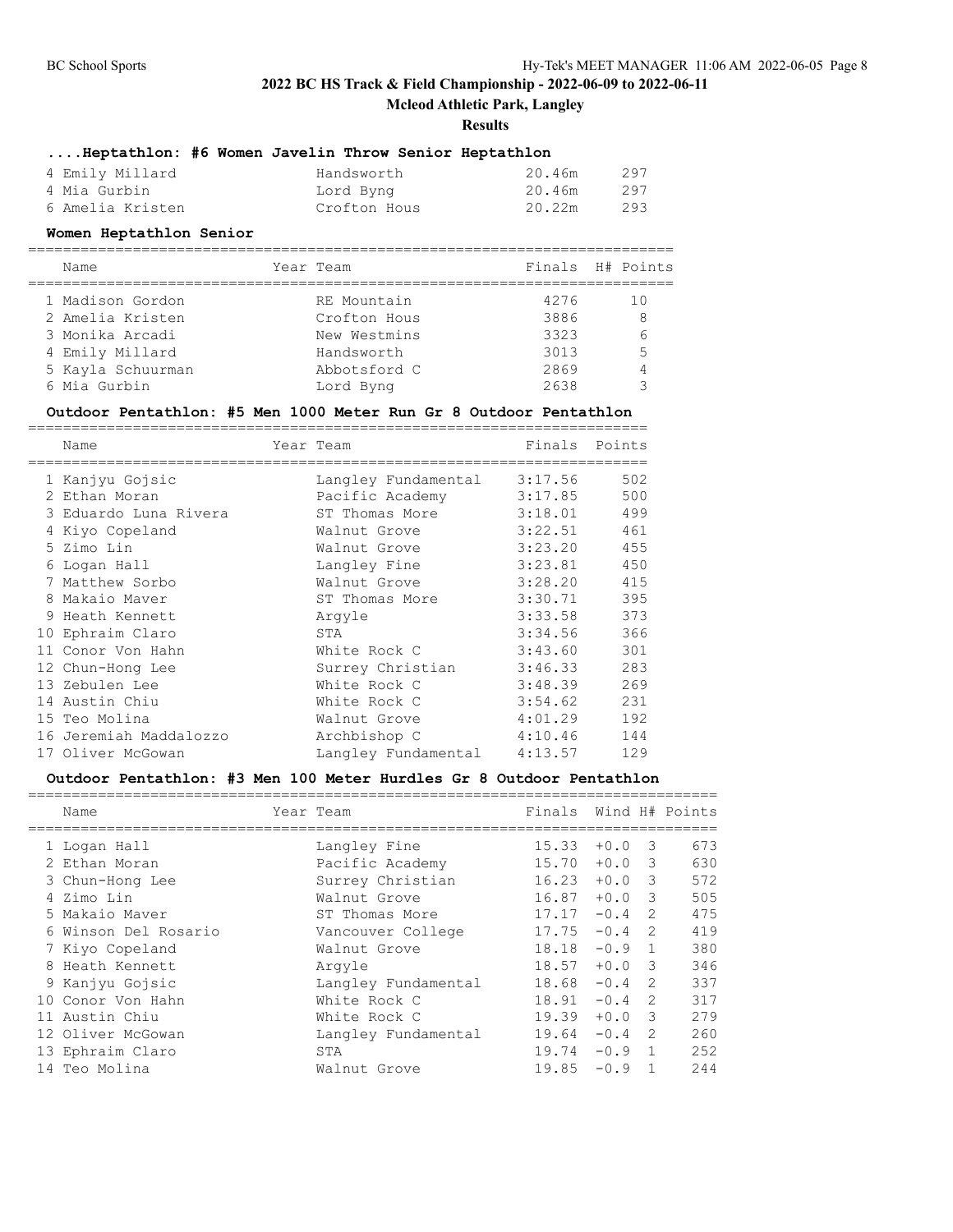# 2022 BC HS Track & Field Championship - 2022-06-09 to 2022-06-11

## Mcleod Athletic Park, Langley

### Results

#### ....Heptathlon: #6 Women Javelin Throw Senior Heptathlon

| | Name | Team | Finals | Points |
|---|---|---|---|---|
| 4 | Emily Millard | Handsworth | 20.46m | 297 |
| 4 | Mia Gurbin | Lord Byng | 20.46m | 297 |
| 6 | Amelia Kristen | Crofton Hous | 20.22m | 293 |

#### Women Heptathlon Senior

| | Name | Year | Team | Finals | H# | Points |
|---|---|---|---|---|---|---|
| 1 | Madison Gordon | | RE Mountain | 4276 | | 10 |
| 2 | Amelia Kristen | | Crofton Hous | 3886 | | 8 |
| 3 | Monika Arcadi | | New Westmins | 3323 | | 6 |
| 4 | Emily Millard | | Handsworth | 3013 | | 5 |
| 5 | Kayla Schuurman | | Abbotsford C | 2869 | | 4 |
| 6 | Mia Gurbin | | Lord Byng | 2638 | | 3 |

#### Outdoor Pentathlon: #5 Men 1000 Meter Run Gr 8 Outdoor Pentathlon

| | Name | Year | Team | Finals | Points |
|---|---|---|---|---|---|
| 1 | Kanjyu Gojsic | | Langley Fundamental | 3:17.56 | 502 |
| 2 | Ethan Moran | | Pacific Academy | 3:17.85 | 500 |
| 3 | Eduardo Luna Rivera | | ST Thomas More | 3:18.01 | 499 |
| 4 | Kiyo Copeland | | Walnut Grove | 3:22.51 | 461 |
| 5 | Zimo Lin | | Walnut Grove | 3:23.20 | 455 |
| 6 | Logan Hall | | Langley Fine | 3:23.81 | 450 |
| 7 | Matthew Sorbo | | Walnut Grove | 3:28.20 | 415 |
| 8 | Makaio Maver | | ST Thomas More | 3:30.71 | 395 |
| 9 | Heath Kennett | | Argyle | 3:33.58 | 373 |
| 10 | Ephraim Claro | | STA | 3:34.56 | 366 |
| 11 | Conor Von Hahn | | White Rock C | 3:43.60 | 301 |
| 12 | Chun-Hong Lee | | Surrey Christian | 3:46.33 | 283 |
| 13 | Zebulen Lee | | White Rock C | 3:48.39 | 269 |
| 14 | Austin Chiu | | White Rock C | 3:54.62 | 231 |
| 15 | Teo Molina | | Walnut Grove | 4:01.29 | 192 |
| 16 | Jeremiah Maddalozzo | | Archbishop C | 4:10.46 | 144 |
| 17 | Oliver McGowan | | Langley Fundamental | 4:13.57 | 129 |

#### Outdoor Pentathlon: #3 Men 100 Meter Hurdles Gr 8 Outdoor Pentathlon

| | Name | Year | Team | Finals | Wind | H# | Points |
|---|---|---|---|---|---|---|---|
| 1 | Logan Hall | | Langley Fine | 15.33 | +0.0 | 3 | 673 |
| 2 | Ethan Moran | | Pacific Academy | 15.70 | +0.0 | 3 | 630 |
| 3 | Chun-Hong Lee | | Surrey Christian | 16.23 | +0.0 | 3 | 572 |
| 4 | Zimo Lin | | Walnut Grove | 16.87 | +0.0 | 3 | 505 |
| 5 | Makaio Maver | | ST Thomas More | 17.17 | -0.4 | 2 | 475 |
| 6 | Winson Del Rosario | | Vancouver College | 17.75 | -0.4 | 2 | 419 |
| 7 | Kiyo Copeland | | Walnut Grove | 18.18 | -0.9 | 1 | 380 |
| 8 | Heath Kennett | | Argyle | 18.57 | +0.0 | 3 | 346 |
| 9 | Kanjyu Gojsic | | Langley Fundamental | 18.68 | -0.4 | 2 | 337 |
| 10 | Conor Von Hahn | | White Rock C | 18.91 | -0.4 | 2 | 317 |
| 11 | Austin Chiu | | White Rock C | 19.39 | +0.0 | 3 | 279 |
| 12 | Oliver McGowan | | Langley Fundamental | 19.64 | -0.4 | 2 | 260 |
| 13 | Ephraim Claro | | STA | 19.74 | -0.9 | 1 | 252 |
| 14 | Teo Molina | | Walnut Grove | 19.85 | -0.9 | 1 | 244 |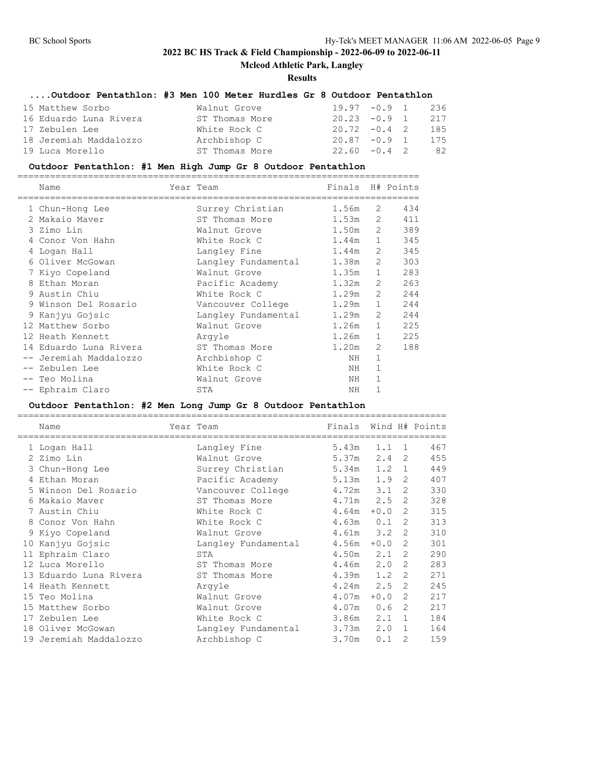# 2022 BC HS Track & Field Championship - 2022-06-09 to 2022-06-11

**Mcleod Athletic Park, Langley**

**Results**

### ....Outdoor Pentathlon: #3 Men 100 Meter Hurdles Gr 8 Outdoor Pentathlon

| Place | Name | Team | Finals | Wind | H# | Points |
|---|---|---|---|---|---|---|
| 15 | Matthew Sorbo | Walnut Grove | 19.97 | -0.9 | 1 | 236 |
| 16 | Eduardo Luna Rivera | ST Thomas More | 20.23 | -0.9 | 1 | 217 |
| 17 | Zebulen Lee | White Rock C | 20.72 | -0.4 | 2 | 185 |
| 18 | Jeremiah Maddalozzo | Archbishop C | 20.87 | -0.9 | 1 | 175 |
| 19 | Luca Morello | ST Thomas More | 22.60 | -0.4 | 2 | 82 |

### Outdoor Pentathlon: #1 Men High Jump Gr 8 Outdoor Pentathlon

| | Name | Year | Team | Finals | H# | Points |
|---|---|---|---|---|---|---|
| 1 | Chun-Hong Lee | | Surrey Christian | 1.56m | 2 | 434 |
| 2 | Makaio Maver | | ST Thomas More | 1.53m | 2 | 411 |
| 3 | Zimo Lin | | Walnut Grove | 1.50m | 2 | 389 |
| 4 | Conor Von Hahn | | White Rock C | 1.44m | 1 | 345 |
| 4 | Logan Hall | | Langley Fine | 1.44m | 2 | 345 |
| 6 | Oliver McGowan | | Langley Fundamental | 1.38m | 2 | 303 |
| 7 | Kiyo Copeland | | Walnut Grove | 1.35m | 1 | 283 |
| 8 | Ethan Moran | | Pacific Academy | 1.32m | 2 | 263 |
| 9 | Austin Chiu | | White Rock C | 1.29m | 2 | 244 |
| 9 | Winson Del Rosario | | Vancouver College | 1.29m | 1 | 244 |
| 9 | Kanjyu Gojsic | | Langley Fundamental | 1.29m | 2 | 244 |
| 12 | Matthew Sorbo | | Walnut Grove | 1.26m | 1 | 225 |
| 12 | Heath Kennett | | Argyle | 1.26m | 1 | 225 |
| 14 | Eduardo Luna Rivera | | ST Thomas More | 1.20m | 2 | 188 |
| -- | Jeremiah Maddalozzo | | Archbishop C | NH | 1 | |
| -- | Zebulen Lee | | White Rock C | NH | 1 | |
| -- | Teo Molina | | Walnut Grove | NH | 1 | |
| -- | Ephraim Claro | | STA | NH | 1 | |

### Outdoor Pentathlon: #2 Men Long Jump Gr 8 Outdoor Pentathlon

| | Name | Year | Team | Finals | Wind | H# | Points |
|---|---|---|---|---|---|---|---|
| 1 | Logan Hall | | Langley Fine | 5.43m | 1.1 | 1 | 467 |
| 2 | Zimo Lin | | Walnut Grove | 5.37m | 2.4 | 2 | 455 |
| 3 | Chun-Hong Lee | | Surrey Christian | 5.34m | 1.2 | 1 | 449 |
| 4 | Ethan Moran | | Pacific Academy | 5.13m | 1.9 | 2 | 407 |
| 5 | Winson Del Rosario | | Vancouver College | 4.72m | 3.1 | 2 | 330 |
| 6 | Makaio Maver | | ST Thomas More | 4.71m | 2.5 | 2 | 328 |
| 7 | Austin Chiu | | White Rock C | 4.64m | +0.0 | 2 | 315 |
| 8 | Conor Von Hahn | | White Rock C | 4.63m | 0.1 | 2 | 313 |
| 9 | Kiyo Copeland | | Walnut Grove | 4.61m | 3.2 | 2 | 310 |
| 10 | Kanjyu Gojsic | | Langley Fundamental | 4.56m | +0.0 | 2 | 301 |
| 11 | Ephraim Claro | | STA | 4.50m | 2.1 | 2 | 290 |
| 12 | Luca Morello | | ST Thomas More | 4.46m | 2.0 | 2 | 283 |
| 13 | Eduardo Luna Rivera | | ST Thomas More | 4.39m | 1.2 | 2 | 271 |
| 14 | Heath Kennett | | Argyle | 4.24m | 2.5 | 2 | 245 |
| 15 | Teo Molina | | Walnut Grove | 4.07m | +0.0 | 2 | 217 |
| 15 | Matthew Sorbo | | Walnut Grove | 4.07m | 0.6 | 2 | 217 |
| 17 | Zebulen Lee | | White Rock C | 3.86m | 2.1 | 1 | 184 |
| 18 | Oliver McGowan | | Langley Fundamental | 3.73m | 2.0 | 1 | 164 |
| 19 | Jeremiah Maddalozzo | | Archbishop C | 3.70m | 0.1 | 2 | 159 |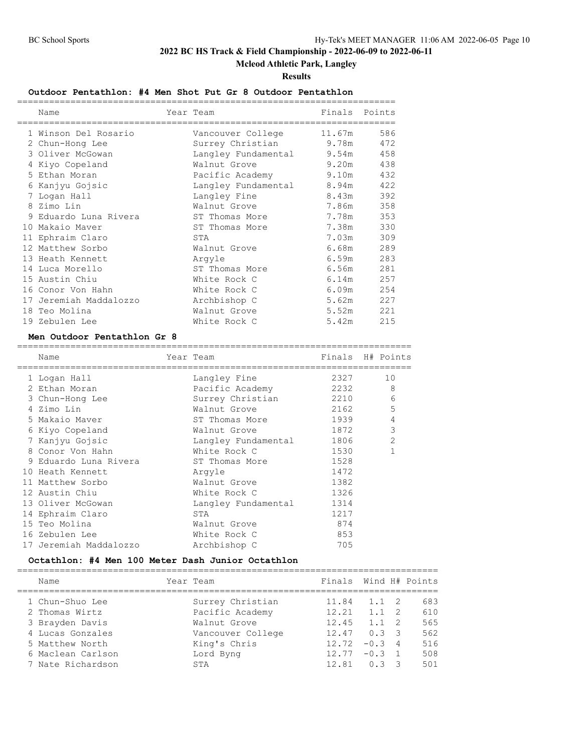## 2022 BC HS Track & Field Championship - 2022-06-09 to 2022-06-11

**Mcleod Athletic Park, Langley**

**Results**

### Outdoor Pentathlon: #4 Men Shot Put Gr 8 Outdoor Pentathlon

| | Name | Year | Team | Finals | Points |
|---|---|---|---|---|---|
| 1 | Winson Del Rosario | | Vancouver College | 11.67m | 586 |
| 2 | Chun-Hong Lee | | Surrey Christian | 9.78m | 472 |
| 3 | Oliver McGowan | | Langley Fundamental | 9.54m | 458 |
| 4 | Kiyo Copeland | | Walnut Grove | 9.20m | 438 |
| 5 | Ethan Moran | | Pacific Academy | 9.10m | 432 |
| 6 | Kanjyu Gojsic | | Langley Fundamental | 8.94m | 422 |
| 7 | Logan Hall | | Langley Fine | 8.43m | 392 |
| 8 | Zimo Lin | | Walnut Grove | 7.86m | 358 |
| 9 | Eduardo Luna Rivera | | ST Thomas More | 7.78m | 353 |
| 10 | Makaio Maver | | ST Thomas More | 7.38m | 330 |
| 11 | Ephraim Claro | | STA | 7.03m | 309 |
| 12 | Matthew Sorbo | | Walnut Grove | 6.68m | 289 |
| 13 | Heath Kennett | | Argyle | 6.59m | 283 |
| 14 | Luca Morello | | ST Thomas More | 6.56m | 281 |
| 15 | Austin Chiu | | White Rock C | 6.14m | 257 |
| 16 | Conor Von Hahn | | White Rock C | 6.09m | 254 |
| 17 | Jeremiah Maddalozzo | | Archbishop C | 5.62m | 227 |
| 18 | Teo Molina | | Walnut Grove | 5.52m | 221 |
| 19 | Zebulen Lee | | White Rock C | 5.42m | 215 |

### Men Outdoor Pentathlon Gr 8

| | Name | Year | Team | Finals | H# | Points |
|---|---|---|---|---|---|---|
| 1 | Logan Hall | | Langley Fine | 2327 | | 10 |
| 2 | Ethan Moran | | Pacific Academy | 2232 | | 8 |
| 3 | Chun-Hong Lee | | Surrey Christian | 2210 | | 6 |
| 4 | Zimo Lin | | Walnut Grove | 2162 | | 5 |
| 5 | Makaio Maver | | ST Thomas More | 1939 | | 4 |
| 6 | Kiyo Copeland | | Walnut Grove | 1872 | | 3 |
| 7 | Kanjyu Gojsic | | Langley Fundamental | 1806 | | 2 |
| 8 | Conor Von Hahn | | White Rock C | 1530 | | 1 |
| 9 | Eduardo Luna Rivera | | ST Thomas More | 1528 | | |
| 10 | Heath Kennett | | Argyle | 1472 | | |
| 11 | Matthew Sorbo | | Walnut Grove | 1382 | | |
| 12 | Austin Chiu | | White Rock C | 1326 | | |
| 13 | Oliver McGowan | | Langley Fundamental | 1314 | | |
| 14 | Ephraim Claro | | STA | 1217 | | |
| 15 | Teo Molina | | Walnut Grove | 874 | | |
| 16 | Zebulen Lee | | White Rock C | 853 | | |
| 17 | Jeremiah Maddalozzo | | Archbishop C | 705 | | |

### Octathlon: #4 Men 100 Meter Dash Junior Octathlon

| | Name | Year | Team | Finals | Wind | H# | Points |
|---|---|---|---|---|---|---|---|
| 1 | Chun-Shuo Lee | | Surrey Christian | 11.84 | 1.1 | 2 | 683 |
| 2 | Thomas Wirtz | | Pacific Academy | 12.21 | 1.1 | 2 | 610 |
| 3 | Brayden Davis | | Walnut Grove | 12.45 | 1.1 | 2 | 565 |
| 4 | Lucas Gonzales | | Vancouver College | 12.47 | 0.3 | 3 | 562 |
| 5 | Matthew North | | King's Chris | 12.72 | -0.3 | 4 | 516 |
| 6 | Maclean Carlson | | Lord Byng | 12.77 | -0.3 | 1 | 508 |
| 7 | Nate Richardson | | STA | 12.81 | 0.3 | 3 | 501 |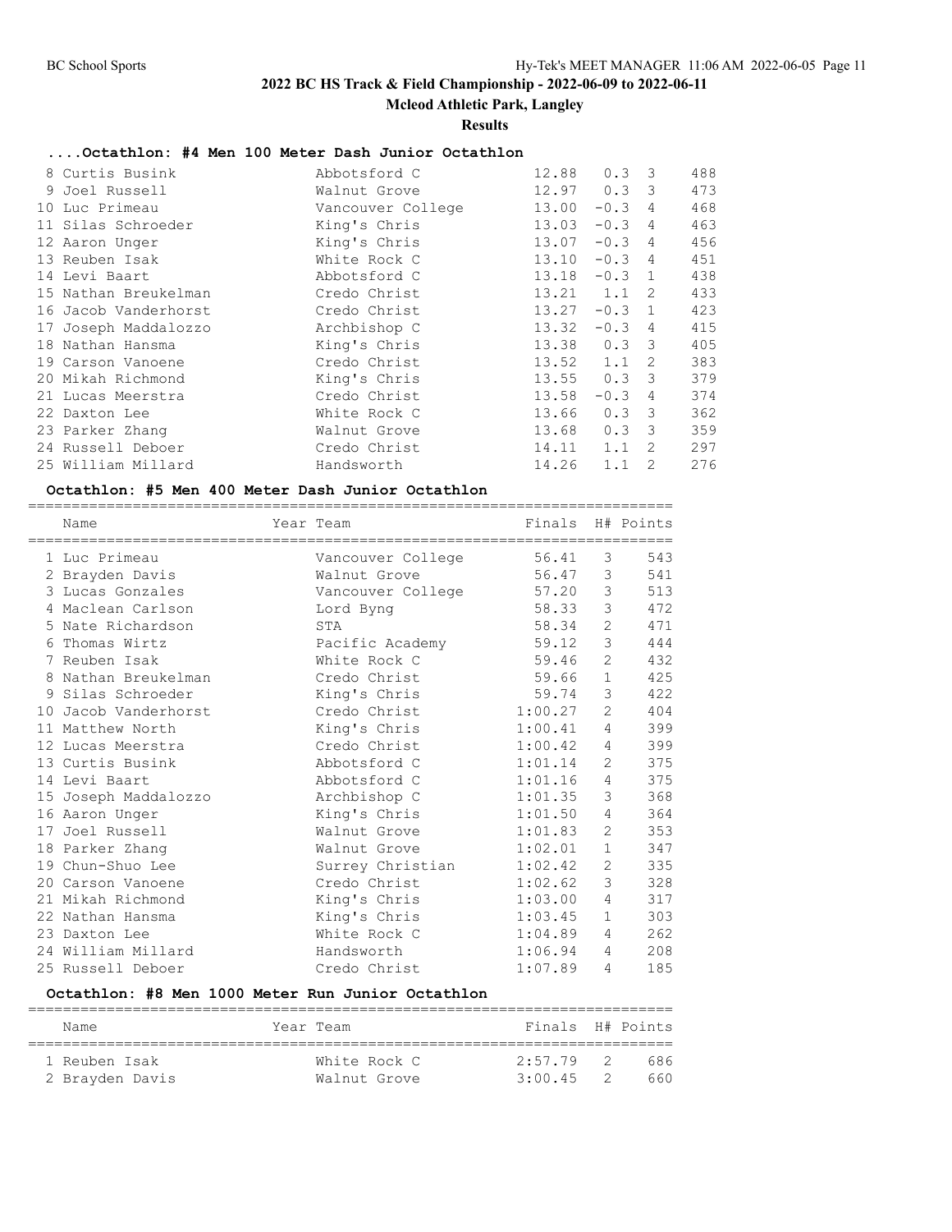2022 BC HS Track & Field Championship - 2022-06-09 to 2022-06-11

Mcleod Athletic Park, Langley

Results

### ....Octathlon: #4 Men 100 Meter Dash Junior Octathlon

| Place | Name | Team | Finals | Wind | H# | Points |
|---|---|---|---|---|---|---|
| 8 | Curtis Busink | Abbotsford C | 12.88 | 0.3 | 3 | 488 |
| 9 | Joel Russell | Walnut Grove | 12.97 | 0.3 | 3 | 473 |
| 10 | Luc Primeau | Vancouver College | 13.00 | -0.3 | 4 | 468 |
| 11 | Silas Schroeder | King's Chris | 13.03 | -0.3 | 4 | 463 |
| 12 | Aaron Unger | King's Chris | 13.07 | -0.3 | 4 | 456 |
| 13 | Reuben Isak | White Rock C | 13.10 | -0.3 | 4 | 451 |
| 14 | Levi Baart | Abbotsford C | 13.18 | -0.3 | 1 | 438 |
| 15 | Nathan Breukelman | Credo Christ | 13.21 | 1.1 | 2 | 433 |
| 16 | Jacob Vanderhorst | Credo Christ | 13.27 | -0.3 | 1 | 423 |
| 17 | Joseph Maddalozzo | Archbishop C | 13.32 | -0.3 | 4 | 415 |
| 18 | Nathan Hansma | King's Chris | 13.38 | 0.3 | 3 | 405 |
| 19 | Carson Vanoene | Credo Christ | 13.52 | 1.1 | 2 | 383 |
| 20 | Mikah Richmond | King's Chris | 13.55 | 0.3 | 3 | 379 |
| 21 | Lucas Meerstra | Credo Christ | 13.58 | -0.3 | 4 | 374 |
| 22 | Daxton Lee | White Rock C | 13.66 | 0.3 | 3 | 362 |
| 23 | Parker Zhang | Walnut Grove | 13.68 | 0.3 | 3 | 359 |
| 24 | Russell Deboer | Credo Christ | 14.11 | 1.1 | 2 | 297 |
| 25 | William Millard | Handsworth | 14.26 | 1.1 | 2 | 276 |

### Octathlon: #5 Men 400 Meter Dash Junior Octathlon

| Place | Name | Year | Team | Finals | H# | Points |
|---|---|---|---|---|---|---|
| 1 | Luc Primeau | | Vancouver College | 56.41 | 3 | 543 |
| 2 | Brayden Davis | | Walnut Grove | 56.47 | 3 | 541 |
| 3 | Lucas Gonzales | | Vancouver College | 57.20 | 3 | 513 |
| 4 | Maclean Carlson | | Lord Byng | 58.33 | 3 | 472 |
| 5 | Nate Richardson | | STA | 58.34 | 2 | 471 |
| 6 | Thomas Wirtz | | Pacific Academy | 59.12 | 3 | 444 |
| 7 | Reuben Isak | | White Rock C | 59.46 | 2 | 432 |
| 8 | Nathan Breukelman | | Credo Christ | 59.66 | 1 | 425 |
| 9 | Silas Schroeder | | King's Chris | 59.74 | 3 | 422 |
| 10 | Jacob Vanderhorst | | Credo Christ | 1:00.27 | 2 | 404 |
| 11 | Matthew North | | King's Chris | 1:00.41 | 4 | 399 |
| 12 | Lucas Meerstra | | Credo Christ | 1:00.42 | 4 | 399 |
| 13 | Curtis Busink | | Abbotsford C | 1:01.14 | 2 | 375 |
| 14 | Levi Baart | | Abbotsford C | 1:01.16 | 4 | 375 |
| 15 | Joseph Maddalozzo | | Archbishop C | 1:01.35 | 3 | 368 |
| 16 | Aaron Unger | | King's Chris | 1:01.50 | 4 | 364 |
| 17 | Joel Russell | | Walnut Grove | 1:01.83 | 2 | 353 |
| 18 | Parker Zhang | | Walnut Grove | 1:02.01 | 1 | 347 |
| 19 | Chun-Shuo Lee | | Surrey Christian | 1:02.42 | 2 | 335 |
| 20 | Carson Vanoene | | Credo Christ | 1:02.62 | 3 | 328 |
| 21 | Mikah Richmond | | King's Chris | 1:03.00 | 4 | 317 |
| 22 | Nathan Hansma | | King's Chris | 1:03.45 | 1 | 303 |
| 23 | Daxton Lee | | White Rock C | 1:04.89 | 4 | 262 |
| 24 | William Millard | | Handsworth | 1:06.94 | 4 | 208 |
| 25 | Russell Deboer | | Credo Christ | 1:07.89 | 4 | 185 |

### Octathlon: #8 Men 1000 Meter Run Junior Octathlon

| Place | Name | Year | Team | Finals | H# | Points |
|---|---|---|---|---|---|---|
| 1 | Reuben Isak | | White Rock C | 2:57.79 | 2 | 686 |
| 2 | Brayden Davis | | Walnut Grove | 3:00.45 | 2 | 660 |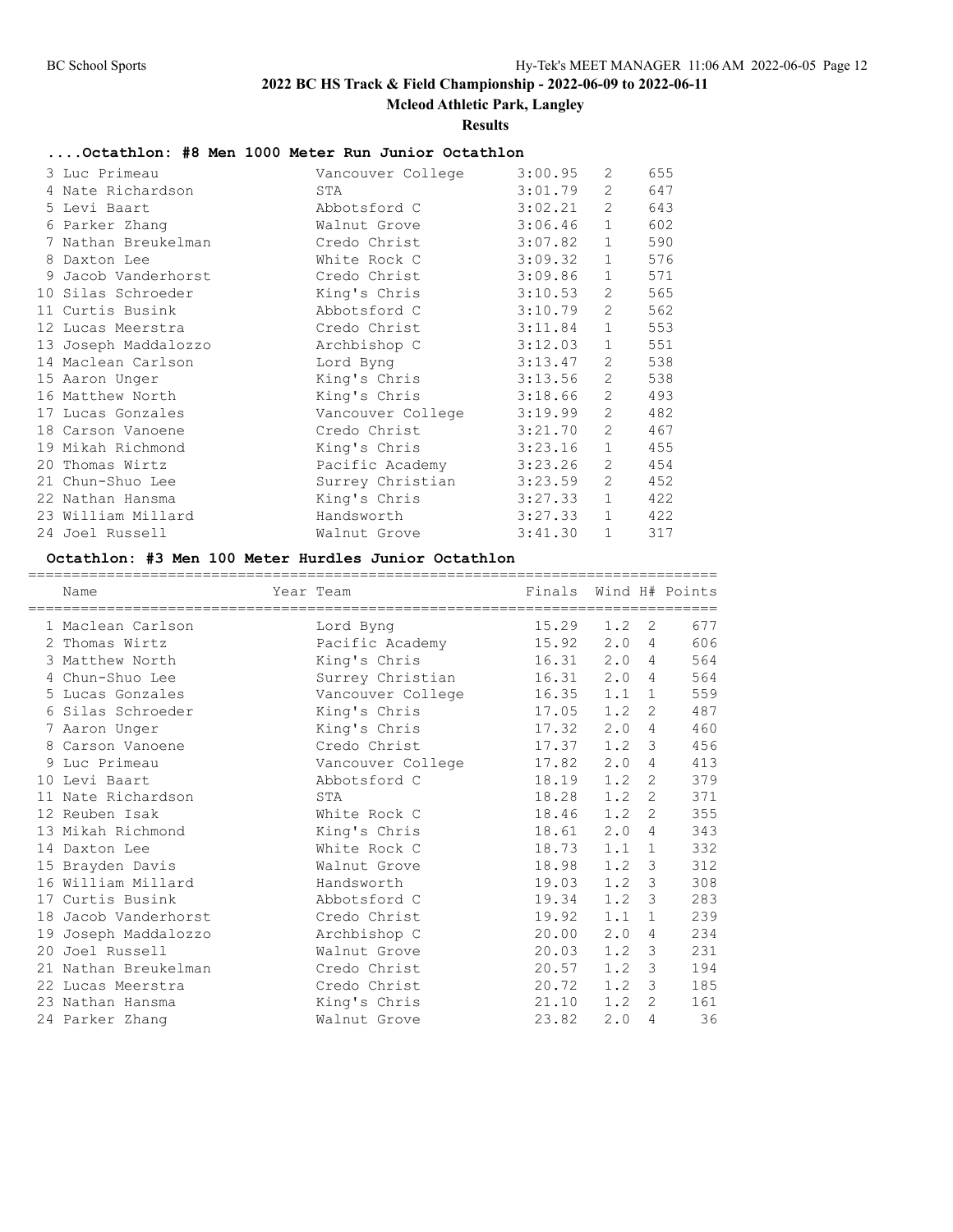## 2022 BC HS Track & Field Championship - 2022-06-09 to 2022-06-11

**Mcleod Athletic Park, Langley**

**Results**

### ....Octathlon: #8 Men 1000 Meter Run Junior Octathlon

| Place | Name | Team | Finals | H# | Points |
|---|---|---|---|---|---|
| 3 | Luc Primeau | Vancouver College | 3:00.95 | 2 | 655 |
| 4 | Nate Richardson | STA | 3:01.79 | 2 | 647 |
| 5 | Levi Baart | Abbotsford C | 3:02.21 | 2 | 643 |
| 6 | Parker Zhang | Walnut Grove | 3:06.46 | 1 | 602 |
| 7 | Nathan Breukelman | Credo Christ | 3:07.82 | 1 | 590 |
| 8 | Daxton Lee | White Rock C | 3:09.32 | 1 | 576 |
| 9 | Jacob Vanderhorst | Credo Christ | 3:09.86 | 1 | 571 |
| 10 | Silas Schroeder | King's Chris | 3:10.53 | 2 | 565 |
| 11 | Curtis Busink | Abbotsford C | 3:10.79 | 2 | 562 |
| 12 | Lucas Meerstra | Credo Christ | 3:11.84 | 1 | 553 |
| 13 | Joseph Maddalozzo | Archbishop C | 3:12.03 | 1 | 551 |
| 14 | Maclean Carlson | Lord Byng | 3:13.47 | 2 | 538 |
| 15 | Aaron Unger | King's Chris | 3:13.56 | 2 | 538 |
| 16 | Matthew North | King's Chris | 3:18.66 | 2 | 493 |
| 17 | Lucas Gonzales | Vancouver College | 3:19.99 | 2 | 482 |
| 18 | Carson Vanoene | Credo Christ | 3:21.70 | 2 | 467 |
| 19 | Mikah Richmond | King's Chris | 3:23.16 | 1 | 455 |
| 20 | Thomas Wirtz | Pacific Academy | 3:23.26 | 2 | 454 |
| 21 | Chun-Shuo Lee | Surrey Christian | 3:23.59 | 2 | 452 |
| 22 | Nathan Hansma | King's Chris | 3:27.33 | 1 | 422 |
| 23 | William Millard | Handsworth | 3:27.33 | 1 | 422 |
| 24 | Joel Russell | Walnut Grove | 3:41.30 | 1 | 317 |

### Octathlon: #3 Men 100 Meter Hurdles Junior Octathlon

| Place | Name | Year | Team | Finals | Wind | H# | Points |
|---|---|---|---|---|---|---|---|
| 1 | Maclean Carlson | | Lord Byng | 15.29 | 1.2 | 2 | 677 |
| 2 | Thomas Wirtz | | Pacific Academy | 15.92 | 2.0 | 4 | 606 |
| 3 | Matthew North | | King's Chris | 16.31 | 2.0 | 4 | 564 |
| 4 | Chun-Shuo Lee | | Surrey Christian | 16.31 | 2.0 | 4 | 564 |
| 5 | Lucas Gonzales | | Vancouver College | 16.35 | 1.1 | 1 | 559 |
| 6 | Silas Schroeder | | King's Chris | 17.05 | 1.2 | 2 | 487 |
| 7 | Aaron Unger | | King's Chris | 17.32 | 2.0 | 4 | 460 |
| 8 | Carson Vanoene | | Credo Christ | 17.37 | 1.2 | 3 | 456 |
| 9 | Luc Primeau | | Vancouver College | 17.82 | 2.0 | 4 | 413 |
| 10 | Levi Baart | | Abbotsford C | 18.19 | 1.2 | 2 | 379 |
| 11 | Nate Richardson | | STA | 18.28 | 1.2 | 2 | 371 |
| 12 | Reuben Isak | | White Rock C | 18.46 | 1.2 | 2 | 355 |
| 13 | Mikah Richmond | | King's Chris | 18.61 | 2.0 | 4 | 343 |
| 14 | Daxton Lee | | White Rock C | 18.73 | 1.1 | 1 | 332 |
| 15 | Brayden Davis | | Walnut Grove | 18.98 | 1.2 | 3 | 312 |
| 16 | William Millard | | Handsworth | 19.03 | 1.2 | 3 | 308 |
| 17 | Curtis Busink | | Abbotsford C | 19.34 | 1.2 | 3 | 283 |
| 18 | Jacob Vanderhorst | | Credo Christ | 19.92 | 1.1 | 1 | 239 |
| 19 | Joseph Maddalozzo | | Archbishop C | 20.00 | 2.0 | 4 | 234 |
| 20 | Joel Russell | | Walnut Grove | 20.03 | 1.2 | 3 | 231 |
| 21 | Nathan Breukelman | | Credo Christ | 20.57 | 1.2 | 3 | 194 |
| 22 | Lucas Meerstra | | Credo Christ | 20.72 | 1.2 | 3 | 185 |
| 23 | Nathan Hansma | | King's Chris | 21.10 | 1.2 | 2 | 161 |
| 24 | Parker Zhang | | Walnut Grove | 23.82 | 2.0 | 4 | 36 |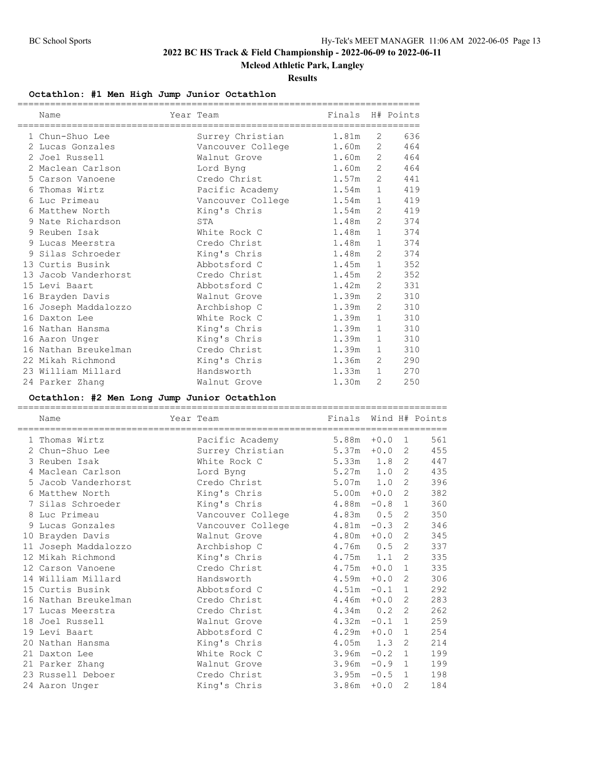# 2022 BC HS Track & Field Championship - 2022-06-09 to 2022-06-11

**Mcleod Athletic Park, Langley**

**Results**

### Octathlon: #1 Men High Jump Junior Octathlon

| | Name | Year | Team | Finals | H# | Points |
|---|---|---|---|---|---|---|
| 1 | Chun-Shuo Lee | | Surrey Christian | 1.81m | 2 | 636 |
| 2 | Lucas Gonzales | | Vancouver College | 1.60m | 2 | 464 |
| 2 | Joel Russell | | Walnut Grove | 1.60m | 2 | 464 |
| 2 | Maclean Carlson | | Lord Byng | 1.60m | 2 | 464 |
| 5 | Carson Vanoene | | Credo Christ | 1.57m | 2 | 441 |
| 6 | Thomas Wirtz | | Pacific Academy | 1.54m | 1 | 419 |
| 6 | Luc Primeau | | Vancouver College | 1.54m | 1 | 419 |
| 6 | Matthew North | | King's Chris | 1.54m | 2 | 419 |
| 9 | Nate Richardson | | STA | 1.48m | 2 | 374 |
| 9 | Reuben Isak | | White Rock C | 1.48m | 1 | 374 |
| 9 | Lucas Meerstra | | Credo Christ | 1.48m | 1 | 374 |
| 9 | Silas Schroeder | | King's Chris | 1.48m | 2 | 374 |
| 13 | Curtis Busink | | Abbotsford C | 1.45m | 1 | 352 |
| 13 | Jacob Vanderhorst | | Credo Christ | 1.45m | 2 | 352 |
| 15 | Levi Baart | | Abbotsford C | 1.42m | 2 | 331 |
| 16 | Brayden Davis | | Walnut Grove | 1.39m | 2 | 310 |
| 16 | Joseph Maddalozzo | | Archbishop C | 1.39m | 2 | 310 |
| 16 | Daxton Lee | | White Rock C | 1.39m | 1 | 310 |
| 16 | Nathan Hansma | | King's Chris | 1.39m | 1 | 310 |
| 16 | Aaron Unger | | King's Chris | 1.39m | 1 | 310 |
| 16 | Nathan Breukelman | | Credo Christ | 1.39m | 1 | 310 |
| 22 | Mikah Richmond | | King's Chris | 1.36m | 2 | 290 |
| 23 | William Millard | | Handsworth | 1.33m | 1 | 270 |
| 24 | Parker Zhang | | Walnut Grove | 1.30m | 2 | 250 |

### Octathlon: #2 Men Long Jump Junior Octathlon

| | Name | Year | Team | Finals | Wind | H# | Points |
|---|---|---|---|---|---|---|---|
| 1 | Thomas Wirtz | | Pacific Academy | 5.88m | +0.0 | 1 | 561 |
| 2 | Chun-Shuo Lee | | Surrey Christian | 5.37m | +0.0 | 2 | 455 |
| 3 | Reuben Isak | | White Rock C | 5.33m | 1.8 | 2 | 447 |
| 4 | Maclean Carlson | | Lord Byng | 5.27m | 1.0 | 2 | 435 |
| 5 | Jacob Vanderhorst | | Credo Christ | 5.07m | 1.0 | 2 | 396 |
| 6 | Matthew North | | King's Chris | 5.00m | +0.0 | 2 | 382 |
| 7 | Silas Schroeder | | King's Chris | 4.88m | -0.8 | 1 | 360 |
| 8 | Luc Primeau | | Vancouver College | 4.83m | 0.5 | 2 | 350 |
| 9 | Lucas Gonzales | | Vancouver College | 4.81m | -0.3 | 2 | 346 |
| 10 | Brayden Davis | | Walnut Grove | 4.80m | +0.0 | 2 | 345 |
| 11 | Joseph Maddalozzo | | Archbishop C | 4.76m | 0.5 | 2 | 337 |
| 12 | Mikah Richmond | | King's Chris | 4.75m | 1.1 | 2 | 335 |
| 12 | Carson Vanoene | | Credo Christ | 4.75m | +0.0 | 1 | 335 |
| 14 | William Millard | | Handsworth | 4.59m | +0.0 | 2 | 306 |
| 15 | Curtis Busink | | Abbotsford C | 4.51m | -0.1 | 1 | 292 |
| 16 | Nathan Breukelman | | Credo Christ | 4.46m | +0.0 | 2 | 283 |
| 17 | Lucas Meerstra | | Credo Christ | 4.34m | 0.2 | 2 | 262 |
| 18 | Joel Russell | | Walnut Grove | 4.32m | -0.1 | 1 | 259 |
| 19 | Levi Baart | | Abbotsford C | 4.29m | +0.0 | 1 | 254 |
| 20 | Nathan Hansma | | King's Chris | 4.05m | 1.3 | 2 | 214 |
| 21 | Daxton Lee | | White Rock C | 3.96m | -0.2 | 1 | 199 |
| 21 | Parker Zhang | | Walnut Grove | 3.96m | -0.9 | 1 | 199 |
| 23 | Russell Deboer | | Credo Christ | 3.95m | -0.5 | 1 | 198 |
| 24 | Aaron Unger | | King's Chris | 3.86m | +0.0 | 2 | 184 |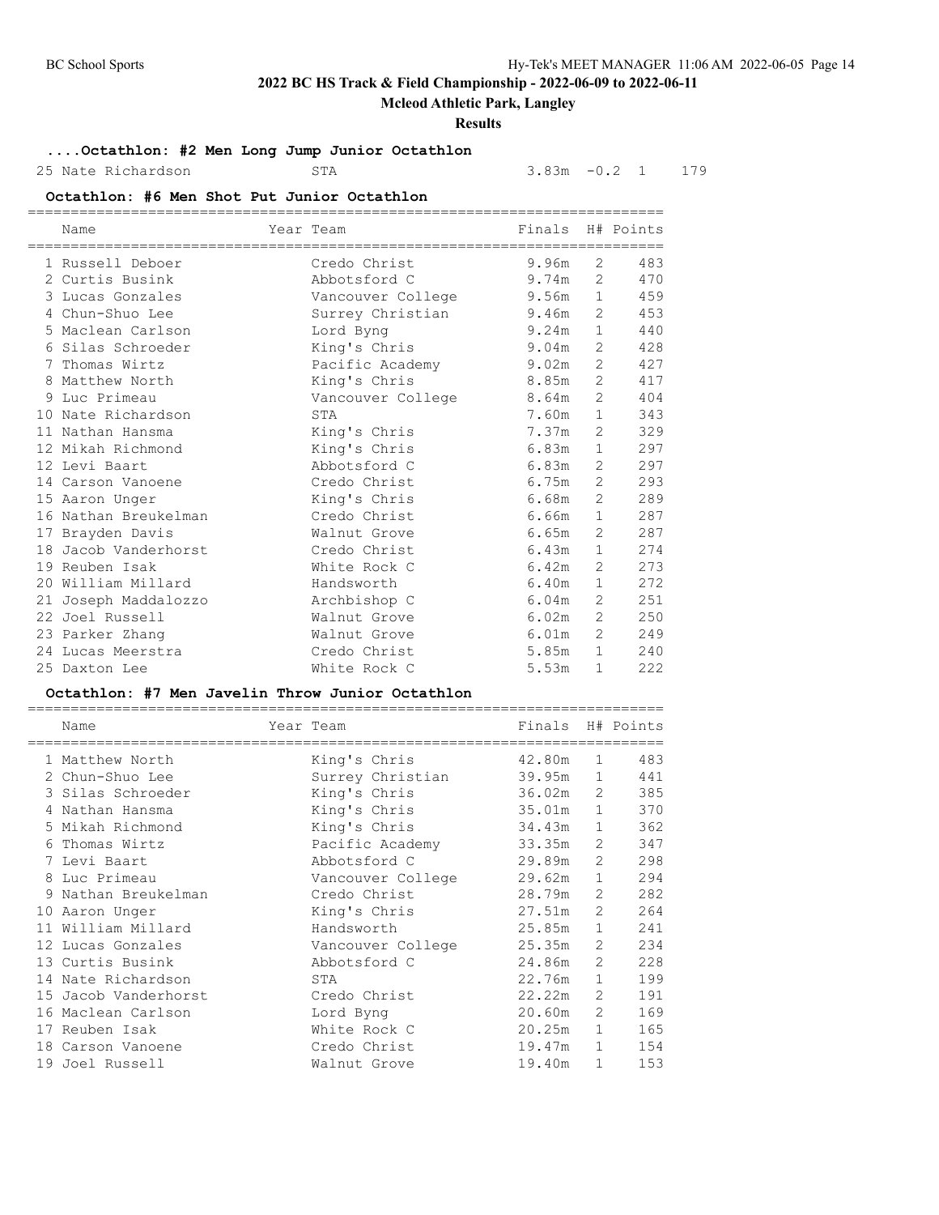# 2022 BC HS Track & Field Championship - 2022-06-09 to 2022-06-11

**Mcleod Athletic Park, Langley**

**Results**

### ....Octathlon: #2 Men Long Jump Junior Octathlon

| | Name | Year | Team | Finals | Wind | H# | Points |
|---|---|---|---|---|---|---|---|
| 25 | Nate Richardson | | STA | 3.83m | -0.2 | 1 | 179 |

### Octathlon: #6 Men Shot Put Junior Octathlon

| | Name | Year | Team | Finals | H# | Points |
|---|---|---|---|---|---|---|
| 1 | Russell Deboer | | Credo Christ | 9.96m | 2 | 483 |
| 2 | Curtis Busink | | Abbotsford C | 9.74m | 2 | 470 |
| 3 | Lucas Gonzales | | Vancouver College | 9.56m | 1 | 459 |
| 4 | Chun-Shuo Lee | | Surrey Christian | 9.46m | 2 | 453 |
| 5 | Maclean Carlson | | Lord Byng | 9.24m | 1 | 440 |
| 6 | Silas Schroeder | | King's Chris | 9.04m | 2 | 428 |
| 7 | Thomas Wirtz | | Pacific Academy | 9.02m | 2 | 427 |
| 8 | Matthew North | | King's Chris | 8.85m | 2 | 417 |
| 9 | Luc Primeau | | Vancouver College | 8.64m | 2 | 404 |
| 10 | Nate Richardson | | STA | 7.60m | 1 | 343 |
| 11 | Nathan Hansma | | King's Chris | 7.37m | 2 | 329 |
| 12 | Mikah Richmond | | King's Chris | 6.83m | 1 | 297 |
| 12 | Levi Baart | | Abbotsford C | 6.83m | 2 | 297 |
| 14 | Carson Vanoene | | Credo Christ | 6.75m | 2 | 293 |
| 15 | Aaron Unger | | King's Chris | 6.68m | 2 | 289 |
| 16 | Nathan Breukelman | | Credo Christ | 6.66m | 1 | 287 |
| 17 | Brayden Davis | | Walnut Grove | 6.65m | 2 | 287 |
| 18 | Jacob Vanderhorst | | Credo Christ | 6.43m | 1 | 274 |
| 19 | Reuben Isak | | White Rock C | 6.42m | 2 | 273 |
| 20 | William Millard | | Handsworth | 6.40m | 1 | 272 |
| 21 | Joseph Maddalozzo | | Archbishop C | 6.04m | 2 | 251 |
| 22 | Joel Russell | | Walnut Grove | 6.02m | 2 | 250 |
| 23 | Parker Zhang | | Walnut Grove | 6.01m | 2 | 249 |
| 24 | Lucas Meerstra | | Credo Christ | 5.85m | 1 | 240 |
| 25 | Daxton Lee | | White Rock C | 5.53m | 1 | 222 |

### Octathlon: #7 Men Javelin Throw Junior Octathlon

| | Name | Year | Team | Finals | H# | Points |
|---|---|---|---|---|---|---|
| 1 | Matthew North | | King's Chris | 42.80m | 1 | 483 |
| 2 | Chun-Shuo Lee | | Surrey Christian | 39.95m | 1 | 441 |
| 3 | Silas Schroeder | | King's Chris | 36.02m | 2 | 385 |
| 4 | Nathan Hansma | | King's Chris | 35.01m | 1 | 370 |
| 5 | Mikah Richmond | | King's Chris | 34.43m | 1 | 362 |
| 6 | Thomas Wirtz | | Pacific Academy | 33.35m | 2 | 347 |
| 7 | Levi Baart | | Abbotsford C | 29.89m | 2 | 298 |
| 8 | Luc Primeau | | Vancouver College | 29.62m | 1 | 294 |
| 9 | Nathan Breukelman | | Credo Christ | 28.79m | 2 | 282 |
| 10 | Aaron Unger | | King's Chris | 27.51m | 2 | 264 |
| 11 | William Millard | | Handsworth | 25.85m | 1 | 241 |
| 12 | Lucas Gonzales | | Vancouver College | 25.35m | 2 | 234 |
| 13 | Curtis Busink | | Abbotsford C | 24.86m | 2 | 228 |
| 14 | Nate Richardson | | STA | 22.76m | 1 | 199 |
| 15 | Jacob Vanderhorst | | Credo Christ | 22.22m | 2 | 191 |
| 16 | Maclean Carlson | | Lord Byng | 20.60m | 2 | 169 |
| 17 | Reuben Isak | | White Rock C | 20.25m | 1 | 165 |
| 18 | Carson Vanoene | | Credo Christ | 19.47m | 1 | 154 |
| 19 | Joel Russell | | Walnut Grove | 19.40m | 1 | 153 |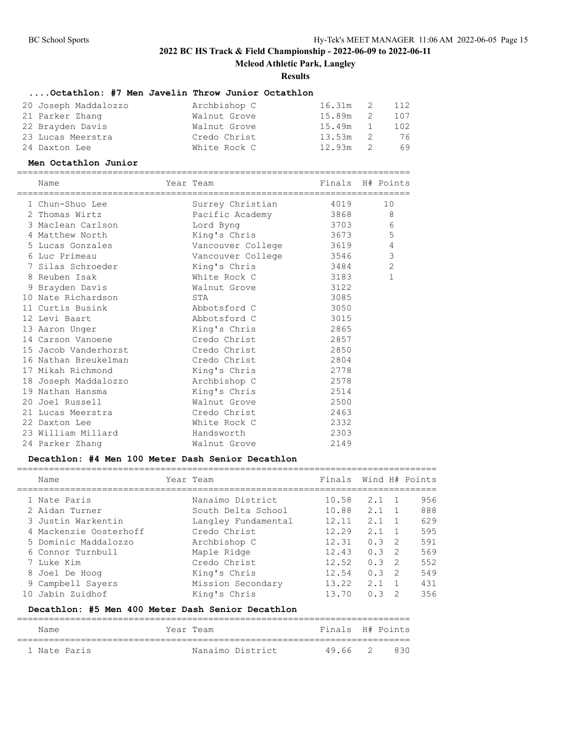## 2022 BC HS Track & Field Championship - 2022-06-09 to 2022-06-11

**Mcleod Athletic Park, Langley**

**Results**

### ....Octathlon: #7 Men Javelin Throw Junior Octathlon

| Place | Name | Year | Team | Finals | H# | Points |
|---|---|---|---|---|---|---|
| 20 | Joseph Maddalozzo | | Archbishop C | 16.31m | 2 | 112 |
| 21 | Parker Zhang | | Walnut Grove | 15.89m | 2 | 107 |
| 22 | Brayden Davis | | Walnut Grove | 15.49m | 1 | 102 |
| 23 | Lucas Meerstra | | Credo Christ | 13.53m | 2 | 76 |
| 24 | Daxton Lee | | White Rock C | 12.93m | 2 | 69 |

### Men Octathlon Junior

| Place | Name | Year | Team | Finals | H# | Points |
|---|---|---|---|---|---|---|
| 1 | Chun-Shuo Lee | | Surrey Christian | 4019 | | 10 |
| 2 | Thomas Wirtz | | Pacific Academy | 3868 | | 8 |
| 3 | Maclean Carlson | | Lord Byng | 3703 | | 6 |
| 4 | Matthew North | | King's Chris | 3673 | | 5 |
| 5 | Lucas Gonzales | | Vancouver College | 3619 | | 4 |
| 6 | Luc Primeau | | Vancouver College | 3546 | | 3 |
| 7 | Silas Schroeder | | King's Chris | 3484 | | 2 |
| 8 | Reuben Isak | | White Rock C | 3183 | | 1 |
| 9 | Brayden Davis | | Walnut Grove | 3122 | | |
| 10 | Nate Richardson | | STA | 3085 | | |
| 11 | Curtis Busink | | Abbotsford C | 3050 | | |
| 12 | Levi Baart | | Abbotsford C | 3015 | | |
| 13 | Aaron Unger | | King's Chris | 2865 | | |
| 14 | Carson Vanoene | | Credo Christ | 2857 | | |
| 15 | Jacob Vanderhorst | | Credo Christ | 2850 | | |
| 16 | Nathan Breukelman | | Credo Christ | 2804 | | |
| 17 | Mikah Richmond | | King's Chris | 2778 | | |
| 18 | Joseph Maddalozzo | | Archbishop C | 2578 | | |
| 19 | Nathan Hansma | | King's Chris | 2514 | | |
| 20 | Joel Russell | | Walnut Grove | 2500 | | |
| 21 | Lucas Meerstra | | Credo Christ | 2463 | | |
| 22 | Daxton Lee | | White Rock C | 2332 | | |
| 23 | William Millard | | Handsworth | 2303 | | |
| 24 | Parker Zhang | | Walnut Grove | 2149 | | |

### Decathlon: #4 Men 100 Meter Dash Senior Decathlon

| Place | Name | Year | Team | Finals | Wind | H# | Points |
|---|---|---|---|---|---|---|---|
| 1 | Nate Paris | | Nanaimo District | 10.58 | 2.1 | 1 | 956 |
| 2 | Aidan Turner | | South Delta School | 10.88 | 2.1 | 1 | 888 |
| 3 | Justin Warkentin | | Langley Fundamental | 12.11 | 2.1 | 1 | 629 |
| 4 | Mackenzie Oosterhoff | | Credo Christ | 12.29 | 2.1 | 1 | 595 |
| 5 | Dominic Maddalozzo | | Archbishop C | 12.31 | 0.3 | 2 | 591 |
| 6 | Connor Turnbull | | Maple Ridge | 12.43 | 0.3 | 2 | 569 |
| 7 | Luke Kim | | Credo Christ | 12.52 | 0.3 | 2 | 552 |
| 8 | Joel De Hoog | | King's Chris | 12.54 | 0.3 | 2 | 549 |
| 9 | Campbell Sayers | | Mission Secondary | 13.22 | 2.1 | 1 | 431 |
| 10 | Jabin Zuidhof | | King's Chris | 13.70 | 0.3 | 2 | 356 |

### Decathlon: #5 Men 400 Meter Dash Senior Decathlon

| Place | Name | Year | Team | Finals | H# | Points |
|---|---|---|---|---|---|---|
| 1 | Nate Paris | | Nanaimo District | 49.66 | 2 | 830 |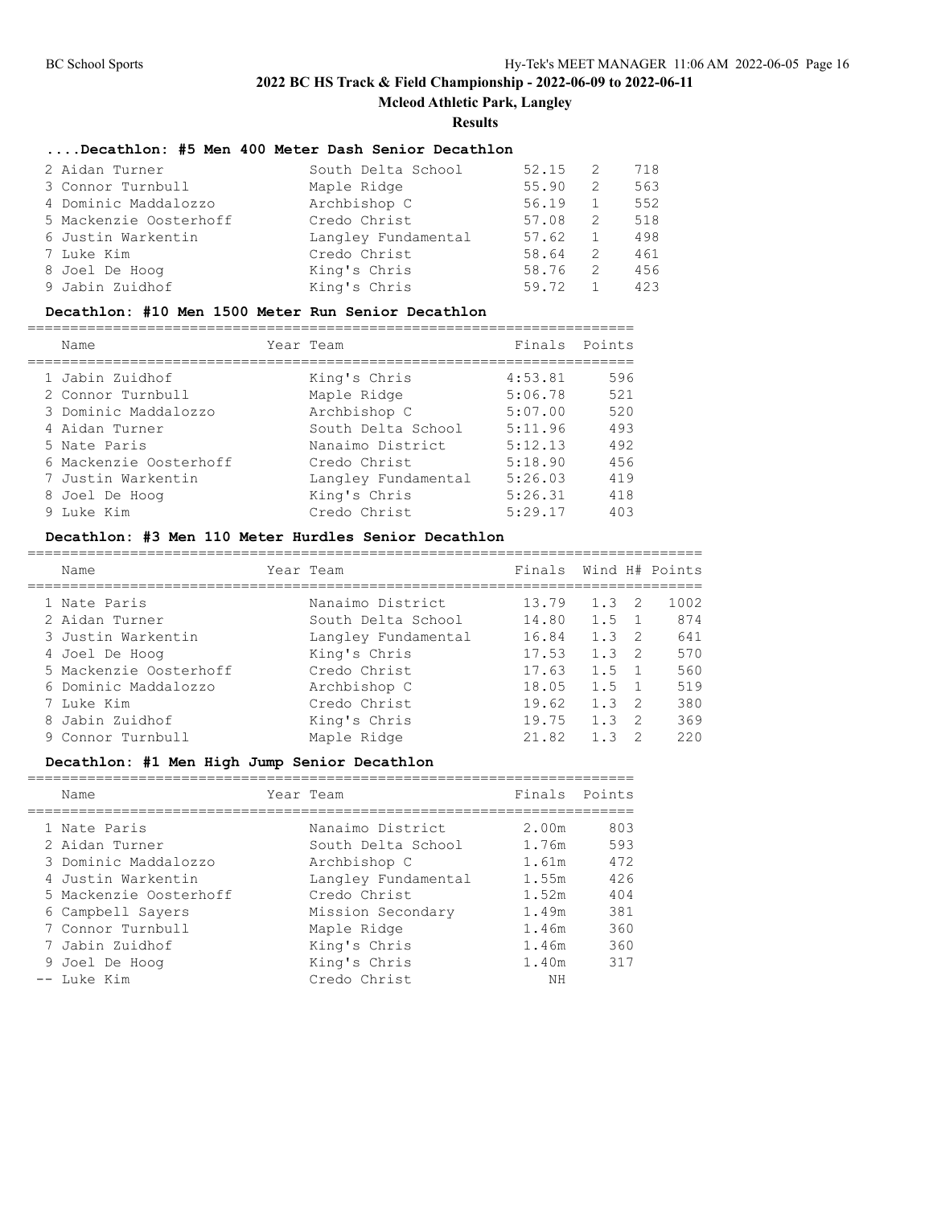# 2022 BC HS Track & Field Championship - 2022-06-09 to 2022-06-11

**Mcleod Athletic Park, Langley**

**Results**

### ....Decathlon: #5 Men 400 Meter Dash Senior Decathlon

| | Name | Year | Team | Finals | H# | Points |
|---|---|---|---|---|---|---|
| 2 | Aidan Turner | | South Delta School | 52.15 | 2 | 718 |
| 3 | Connor Turnbull | | Maple Ridge | 55.90 | 2 | 563 |
| 4 | Dominic Maddalozzo | | Archbishop C | 56.19 | 1 | 552 |
| 5 | Mackenzie Oosterhoff | | Credo Christ | 57.08 | 2 | 518 |
| 6 | Justin Warkentin | | Langley Fundamental | 57.62 | 1 | 498 |
| 7 | Luke Kim | | Credo Christ | 58.64 | 2 | 461 |
| 8 | Joel De Hoog | | King's Chris | 58.76 | 2 | 456 |
| 9 | Jabin Zuidhof | | King's Chris | 59.72 | 1 | 423 |

### Decathlon: #10 Men 1500 Meter Run Senior Decathlon

| | Name | Year | Team | Finals | Points |
|---|---|---|---|---|---|
| 1 | Jabin Zuidhof | | King's Chris | 4:53.81 | 596 |
| 2 | Connor Turnbull | | Maple Ridge | 5:06.78 | 521 |
| 3 | Dominic Maddalozzo | | Archbishop C | 5:07.00 | 520 |
| 4 | Aidan Turner | | South Delta School | 5:11.96 | 493 |
| 5 | Nate Paris | | Nanaimo District | 5:12.13 | 492 |
| 6 | Mackenzie Oosterhoff | | Credo Christ | 5:18.90 | 456 |
| 7 | Justin Warkentin | | Langley Fundamental | 5:26.03 | 419 |
| 8 | Joel De Hoog | | King's Chris | 5:26.31 | 418 |
| 9 | Luke Kim | | Credo Christ | 5:29.17 | 403 |

### Decathlon: #3 Men 110 Meter Hurdles Senior Decathlon

| | Name | Year | Team | Finals | Wind | H# | Points |
|---|---|---|---|---|---|---|---|
| 1 | Nate Paris | | Nanaimo District | 13.79 | 1.3 | 2 | 1002 |
| 2 | Aidan Turner | | South Delta School | 14.80 | 1.5 | 1 | 874 |
| 3 | Justin Warkentin | | Langley Fundamental | 16.84 | 1.3 | 2 | 641 |
| 4 | Joel De Hoog | | King's Chris | 17.53 | 1.3 | 2 | 570 |
| 5 | Mackenzie Oosterhoff | | Credo Christ | 17.63 | 1.5 | 1 | 560 |
| 6 | Dominic Maddalozzo | | Archbishop C | 18.05 | 1.5 | 1 | 519 |
| 7 | Luke Kim | | Credo Christ | 19.62 | 1.3 | 2 | 380 |
| 8 | Jabin Zuidhof | | King's Chris | 19.75 | 1.3 | 2 | 369 |
| 9 | Connor Turnbull | | Maple Ridge | 21.82 | 1.3 | 2 | 220 |

### Decathlon: #1 Men High Jump Senior Decathlon

| | Name | Year | Team | Finals | Points |
|---|---|---|---|---|---|
| 1 | Nate Paris | | Nanaimo District | 2.00m | 803 |
| 2 | Aidan Turner | | South Delta School | 1.76m | 593 |
| 3 | Dominic Maddalozzo | | Archbishop C | 1.61m | 472 |
| 4 | Justin Warkentin | | Langley Fundamental | 1.55m | 426 |
| 5 | Mackenzie Oosterhoff | | Credo Christ | 1.52m | 404 |
| 6 | Campbell Sayers | | Mission Secondary | 1.49m | 381 |
| 7 | Connor Turnbull | | Maple Ridge | 1.46m | 360 |
| 7 | Jabin Zuidhof | | King's Chris | 1.46m | 360 |
| 9 | Joel De Hoog | | King's Chris | 1.40m | 317 |
| -- | Luke Kim | | Credo Christ | NH | |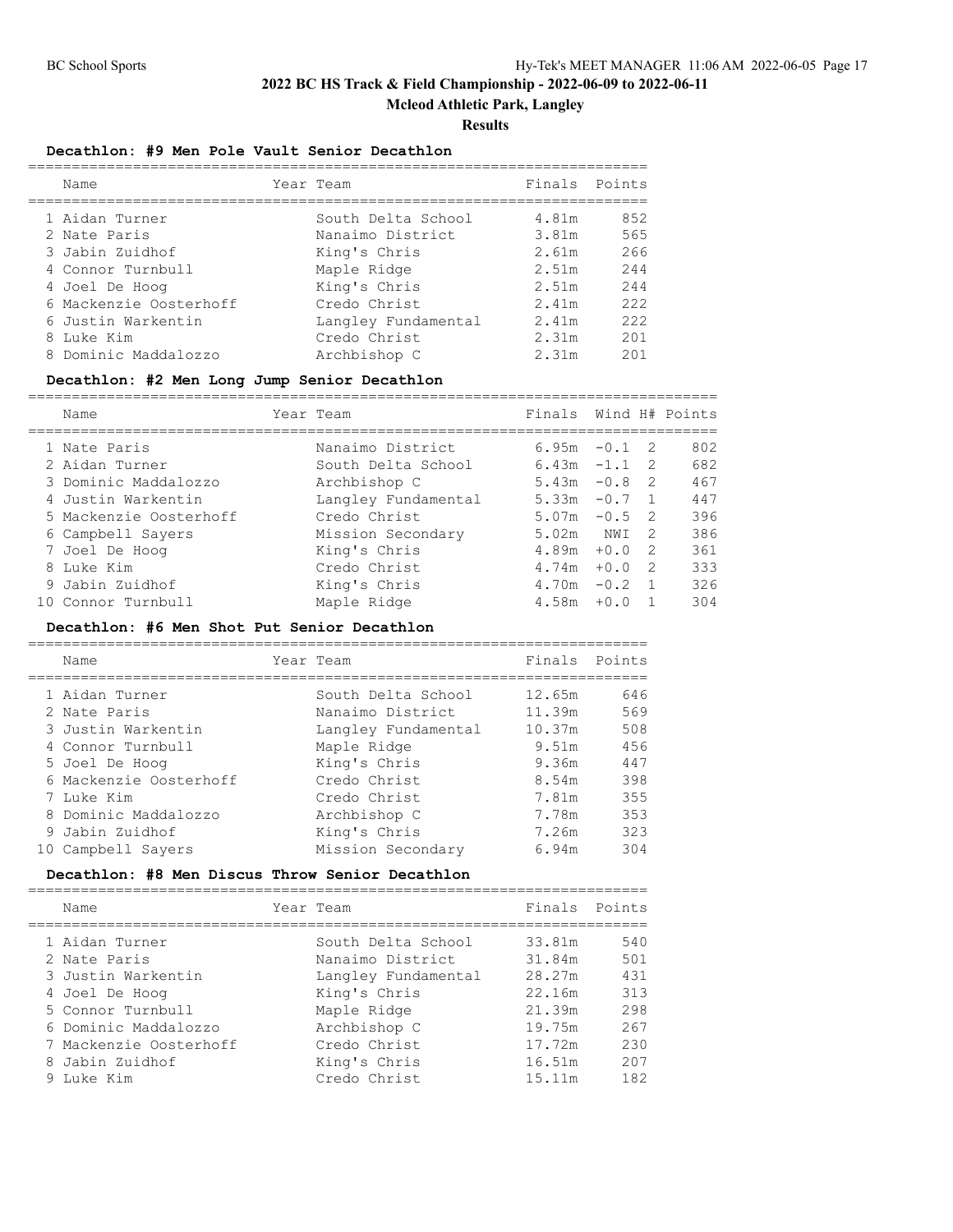# 2022 BC HS Track & Field Championship - 2022-06-09 to 2022-06-11

## Mcleod Athletic Park, Langley

### Results

**Decathlon: #9 Men Pole Vault Senior Decathlon**

| | Name | Year | Team | Finals | Points |
|---|---|---|---|---|---|
| 1 | Aidan Turner | | South Delta School | 4.81m | 852 |
| 2 | Nate Paris | | Nanaimo District | 3.81m | 565 |
| 3 | Jabin Zuidhof | | King's Chris | 2.61m | 266 |
| 4 | Connor Turnbull | | Maple Ridge | 2.51m | 244 |
| 4 | Joel De Hoog | | King's Chris | 2.51m | 244 |
| 6 | Mackenzie Oosterhoff | | Credo Christ | 2.41m | 222 |
| 6 | Justin Warkentin | | Langley Fundamental | 2.41m | 222 |
| 8 | Luke Kim | | Credo Christ | 2.31m | 201 |
| 8 | Dominic Maddalozzo | | Archbishop C | 2.31m | 201 |

**Decathlon: #2 Men Long Jump Senior Decathlon**

| | Name | Year | Team | Finals | Wind | H# | Points |
|---|---|---|---|---|---|---|---|
| 1 | Nate Paris | | Nanaimo District | 6.95m | -0.1 | 2 | 802 |
| 2 | Aidan Turner | | South Delta School | 6.43m | -1.1 | 2 | 682 |
| 3 | Dominic Maddalozzo | | Archbishop C | 5.43m | -0.8 | 2 | 467 |
| 4 | Justin Warkentin | | Langley Fundamental | 5.33m | -0.7 | 1 | 447 |
| 5 | Mackenzie Oosterhoff | | Credo Christ | 5.07m | -0.5 | 2 | 396 |
| 6 | Campbell Sayers | | Mission Secondary | 5.02m | NWI | 2 | 386 |
| 7 | Joel De Hoog | | King's Chris | 4.89m | +0.0 | 2 | 361 |
| 8 | Luke Kim | | Credo Christ | 4.74m | +0.0 | 2 | 333 |
| 9 | Jabin Zuidhof | | King's Chris | 4.70m | -0.2 | 1 | 326 |
| 10 | Connor Turnbull | | Maple Ridge | 4.58m | +0.0 | 1 | 304 |

**Decathlon: #6 Men Shot Put Senior Decathlon**

| | Name | Year | Team | Finals | Points |
|---|---|---|---|---|---|
| 1 | Aidan Turner | | South Delta School | 12.65m | 646 |
| 2 | Nate Paris | | Nanaimo District | 11.39m | 569 |
| 3 | Justin Warkentin | | Langley Fundamental | 10.37m | 508 |
| 4 | Connor Turnbull | | Maple Ridge | 9.51m | 456 |
| 5 | Joel De Hoog | | King's Chris | 9.36m | 447 |
| 6 | Mackenzie Oosterhoff | | Credo Christ | 8.54m | 398 |
| 7 | Luke Kim | | Credo Christ | 7.81m | 355 |
| 8 | Dominic Maddalozzo | | Archbishop C | 7.78m | 353 |
| 9 | Jabin Zuidhof | | King's Chris | 7.26m | 323 |
| 10 | Campbell Sayers | | Mission Secondary | 6.94m | 304 |

**Decathlon: #8 Men Discus Throw Senior Decathlon**

| | Name | Year | Team | Finals | Points |
|---|---|---|---|---|---|
| 1 | Aidan Turner | | South Delta School | 33.81m | 540 |
| 2 | Nate Paris | | Nanaimo District | 31.84m | 501 |
| 3 | Justin Warkentin | | Langley Fundamental | 28.27m | 431 |
| 4 | Joel De Hoog | | King's Chris | 22.16m | 313 |
| 5 | Connor Turnbull | | Maple Ridge | 21.39m | 298 |
| 6 | Dominic Maddalozzo | | Archbishop C | 19.75m | 267 |
| 7 | Mackenzie Oosterhoff | | Credo Christ | 17.72m | 230 |
| 8 | Jabin Zuidhof | | King's Chris | 16.51m | 207 |
| 9 | Luke Kim | | Credo Christ | 15.11m | 182 |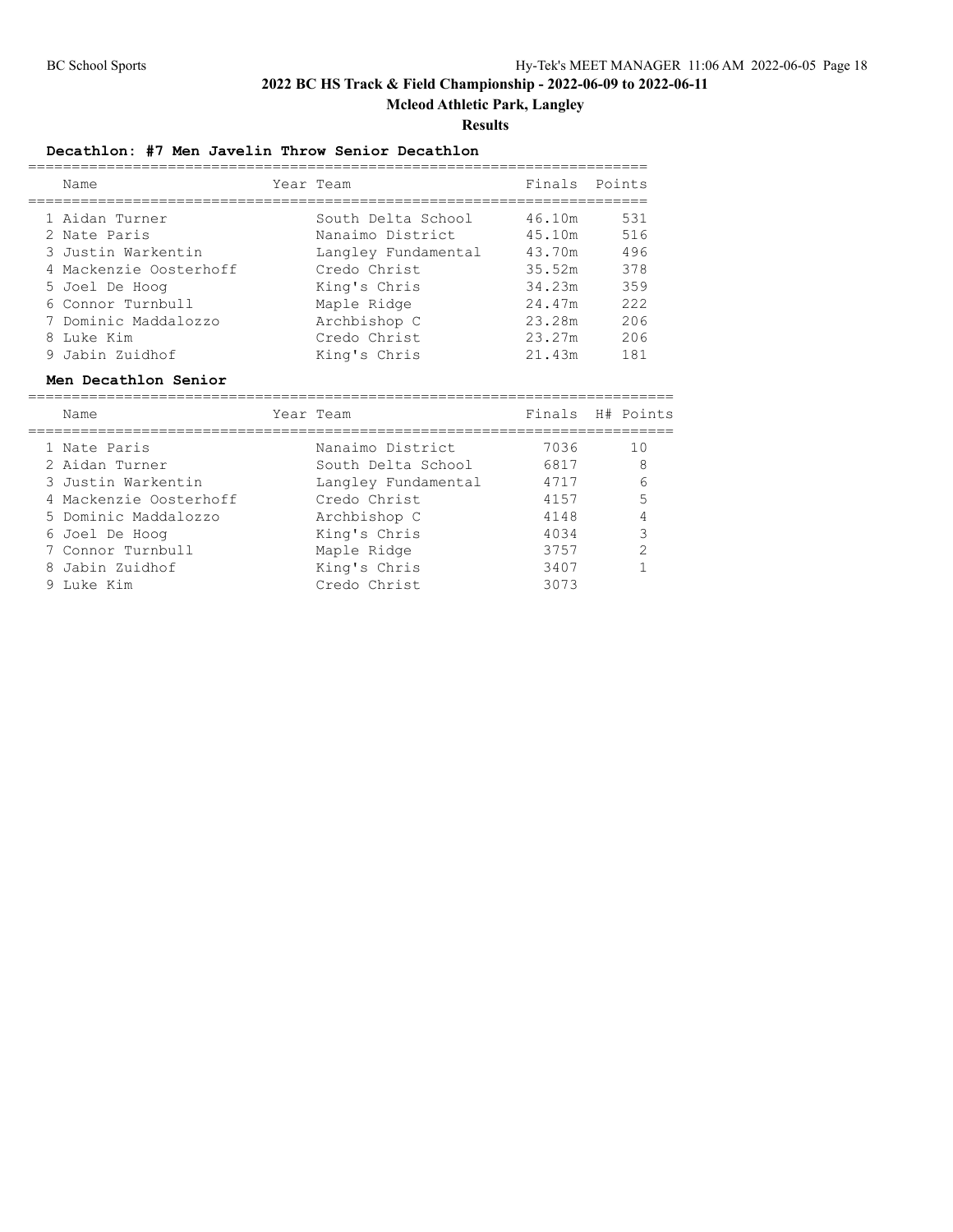# 2022 BC HS Track & Field Championship - 2022-06-09 to 2022-06-11

## Mcleod Athletic Park, Langley

### Results

**Decathlon: #7 Men Javelin Throw Senior Decathlon**

| | Name | Year | Team | Finals | Points |
|---|---|---|---|---|---|
| 1 | Aidan Turner | | South Delta School | 46.10m | 531 |
| 2 | Nate Paris | | Nanaimo District | 45.10m | 516 |
| 3 | Justin Warkentin | | Langley Fundamental | 43.70m | 496 |
| 4 | Mackenzie Oosterhoff | | Credo Christ | 35.52m | 378 |
| 5 | Joel De Hoog | | King's Chris | 34.23m | 359 |
| 6 | Connor Turnbull | | Maple Ridge | 24.47m | 222 |
| 7 | Dominic Maddalozzo | | Archbishop C | 23.28m | 206 |
| 8 | Luke Kim | | Credo Christ | 23.27m | 206 |
| 9 | Jabin Zuidhof | | King's Chris | 21.43m | 181 |

**Men Decathlon Senior**

| | Name | Year | Team | Finals | H# | Points |
|---|---|---|---|---|---|---|
| 1 | Nate Paris | | Nanaimo District | 7036 | | 10 |
| 2 | Aidan Turner | | South Delta School | 6817 | | 8 |
| 3 | Justin Warkentin | | Langley Fundamental | 4717 | | 6 |
| 4 | Mackenzie Oosterhoff | | Credo Christ | 4157 | | 5 |
| 5 | Dominic Maddalozzo | | Archbishop C | 4148 | | 4 |
| 6 | Joel De Hoog | | King's Chris | 4034 | | 3 |
| 7 | Connor Turnbull | | Maple Ridge | 3757 | | 2 |
| 8 | Jabin Zuidhof | | King's Chris | 3407 | | 1 |
| 9 | Luke Kim | | Credo Christ | 3073 | | |